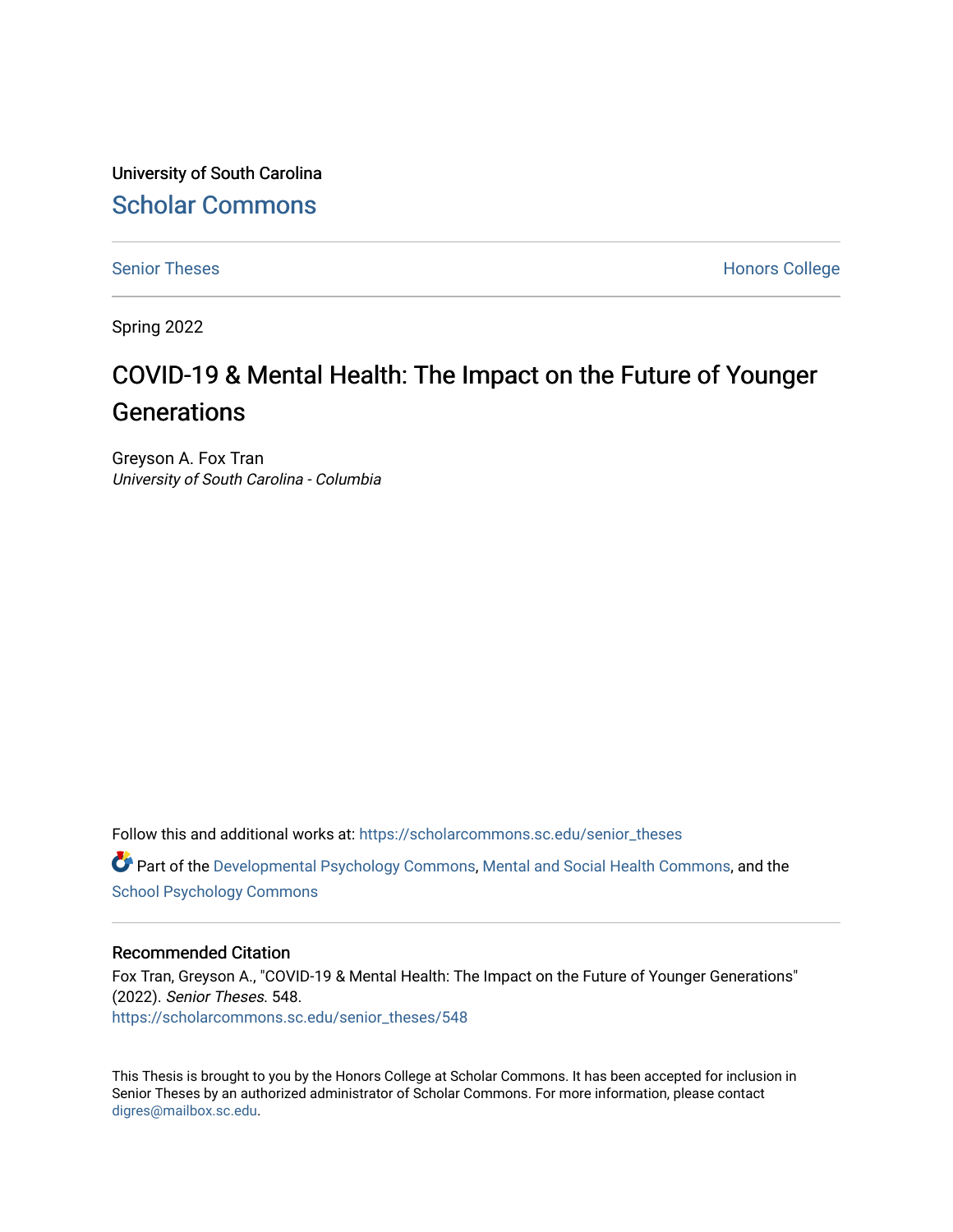University of South Carolina

# Scholar Commons

Senior Theses

Honors College

Spring 2022

# COVID-19 & Mental Health: The Impact on the Future of Younger Generations

Greyson A. Fox Tran
*University of South Carolina - Columbia*

Follow this and additional works at: https://scholarcommons.sc.edu/senior_theses

Part of the Developmental Psychology Commons, Mental and Social Health Commons, and the School Psychology Commons

## Recommended Citation

Fox Tran, Greyson A., "COVID-19 & Mental Health: The Impact on the Future of Younger Generations" (2022). *Senior Theses*. 548.
https://scholarcommons.sc.edu/senior_theses/548

This Thesis is brought to you by the Honors College at Scholar Commons. It has been accepted for inclusion in Senior Theses by an authorized administrator of Scholar Commons. For more information, please contact digres@mailbox.sc.edu.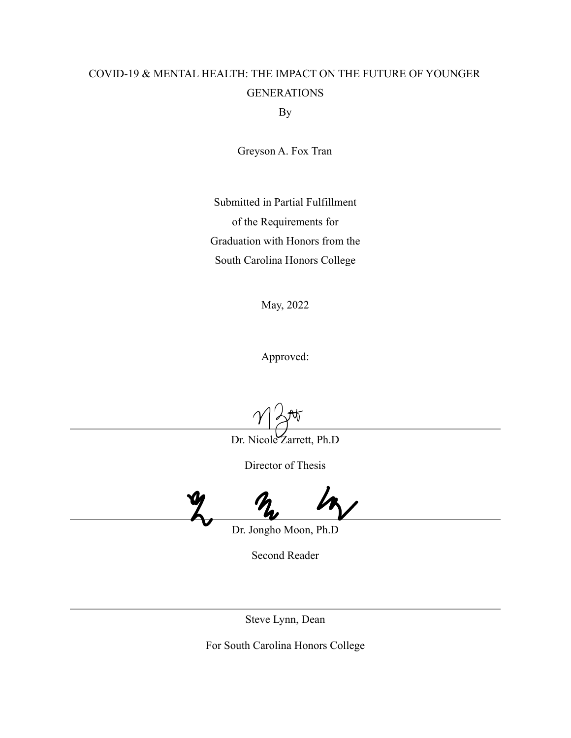COVID-19 & MENTAL HEALTH: THE IMPACT ON THE FUTURE OF YOUNGER GENERATIONS

By

Greyson A. Fox Tran

Submitted in Partial Fulfillment
of the Requirements for
Graduation with Honors from the
South Carolina Honors College

May, 2022

Approved:

Dr. Nicole Zarrett, Ph.D

Director of Thesis

Dr. Jongho Moon, Ph.D

Second Reader

Steve Lynn, Dean

For South Carolina Honors College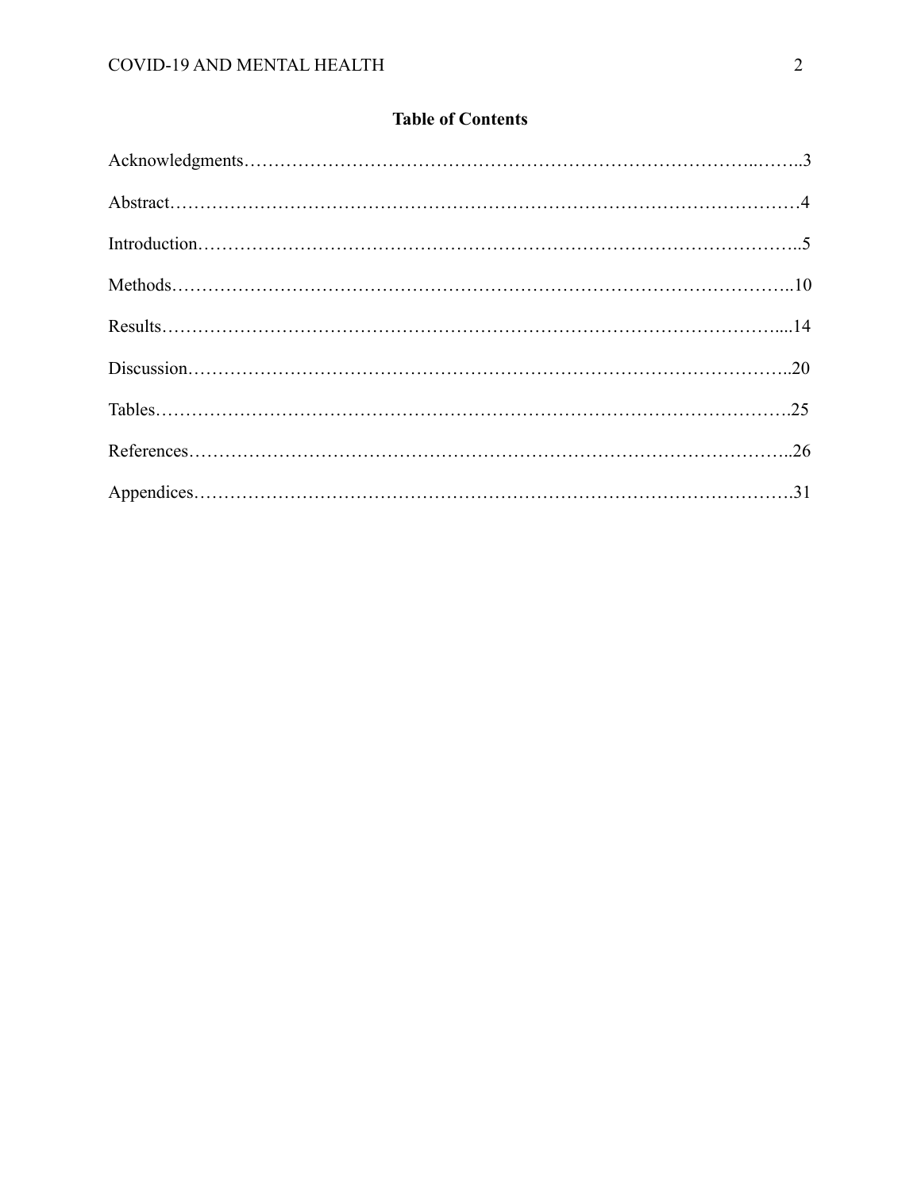# Table of Contents

Acknowledgments……………………………………………………………………………..……..3

Abstract……………………………………….…………………………….………………………4

Introduction………………………………………………………………………………………..5

Methods…………………………………….……………………………………….……………..10

Results……………………………………………………………………………………….....14

Discussion……………………………………………………………………………………..20

Tables…………………………………………………………………………………………..25

References……………………………………………………………………………………..26

Appendices…………………………………………………………………………………….31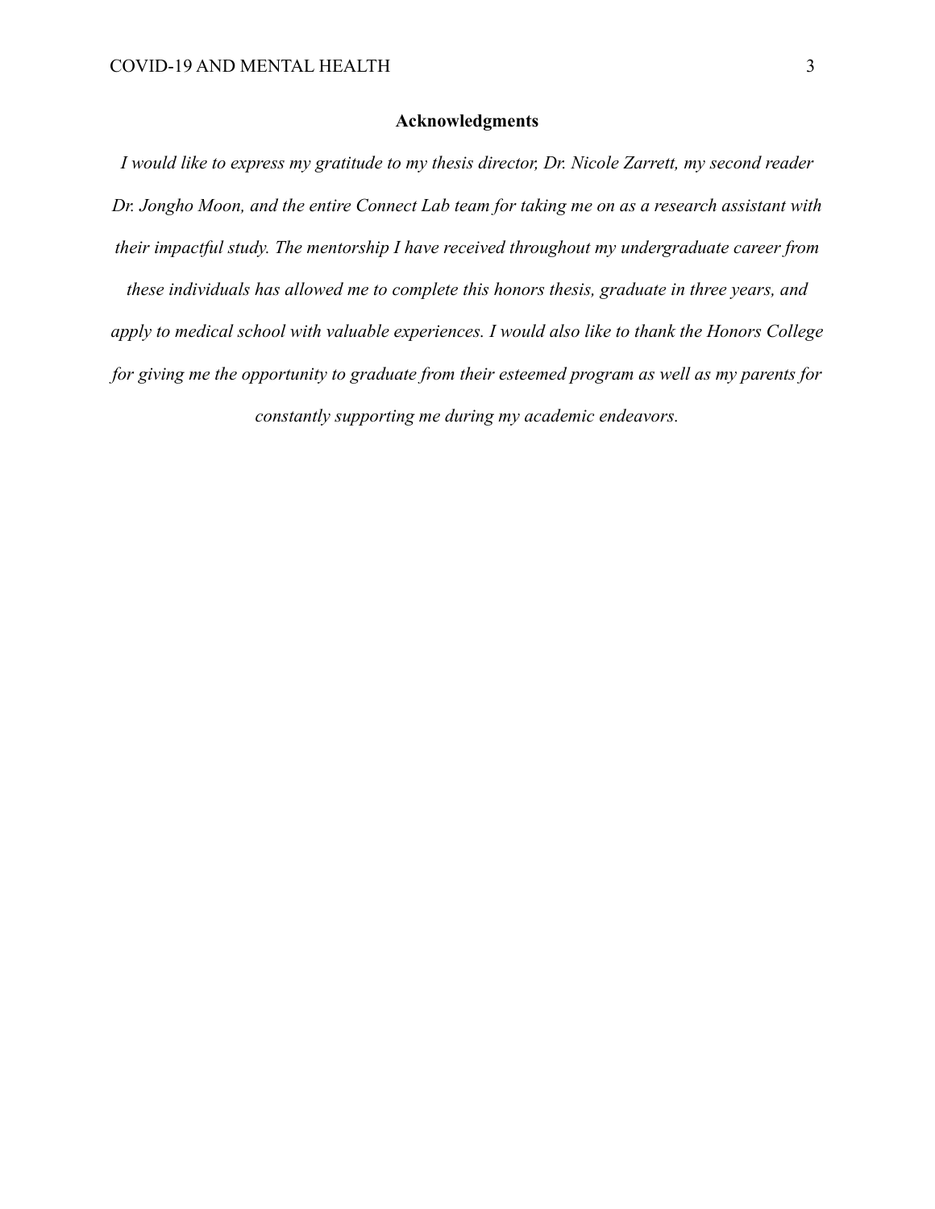# Acknowledgments

*I would like to express my gratitude to my thesis director, Dr. Nicole Zarrett, my second reader Dr. Jongho Moon, and the entire Connect Lab team for taking me on as a research assistant with their impactful study. The mentorship I have received throughout my undergraduate career from these individuals has allowed me to complete this honors thesis, graduate in three years, and apply to medical school with valuable experiences. I would also like to thank the Honors College for giving me the opportunity to graduate from their esteemed program as well as my parents for constantly supporting me during my academic endeavors.*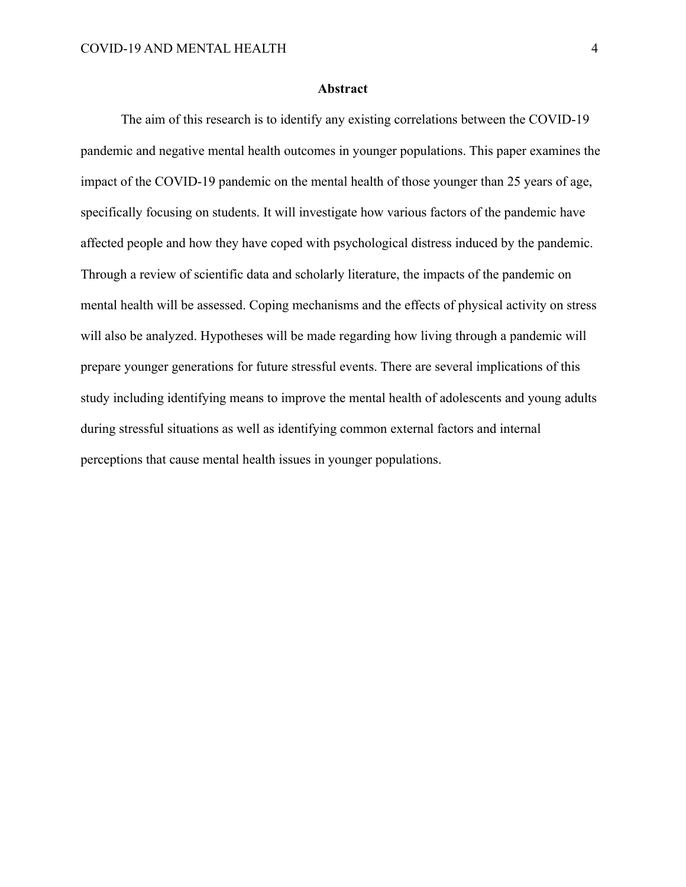## Abstract

The aim of this research is to identify any existing correlations between the COVID-19 pandemic and negative mental health outcomes in younger populations. This paper examines the impact of the COVID-19 pandemic on the mental health of those younger than 25 years of age, specifically focusing on students. It will investigate how various factors of the pandemic have affected people and how they have coped with psychological distress induced by the pandemic. Through a review of scientific data and scholarly literature, the impacts of the pandemic on mental health will be assessed. Coping mechanisms and the effects of physical activity on stress will also be analyzed. Hypotheses will be made regarding how living through a pandemic will prepare younger generations for future stressful events. There are several implications of this study including identifying means to improve the mental health of adolescents and young adults during stressful situations as well as identifying common external factors and internal perceptions that cause mental health issues in younger populations.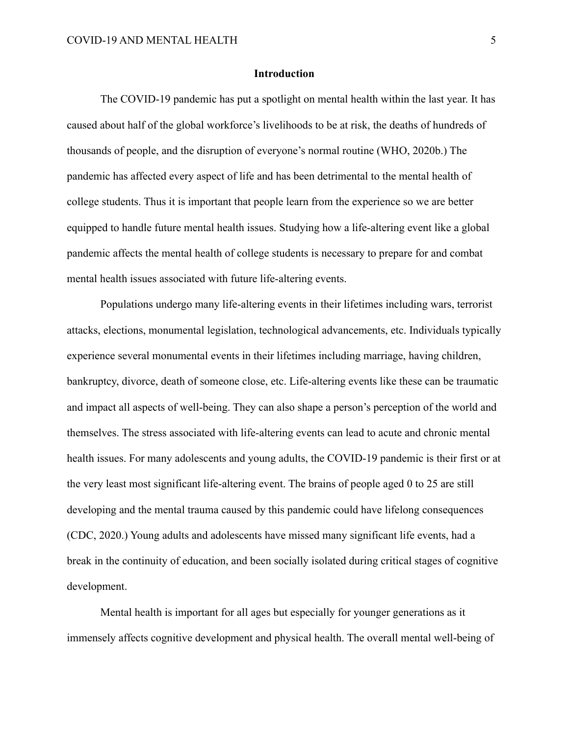## Introduction

The COVID-19 pandemic has put a spotlight on mental health within the last year. It has caused about half of the global workforce's livelihoods to be at risk, the deaths of hundreds of thousands of people, and the disruption of everyone's normal routine (WHO, 2020b.) The pandemic has affected every aspect of life and has been detrimental to the mental health of college students. Thus it is important that people learn from the experience so we are better equipped to handle future mental health issues. Studying how a life-altering event like a global pandemic affects the mental health of college students is necessary to prepare for and combat mental health issues associated with future life-altering events.

Populations undergo many life-altering events in their lifetimes including wars, terrorist attacks, elections, monumental legislation, technological advancements, etc. Individuals typically experience several monumental events in their lifetimes including marriage, having children, bankruptcy, divorce, death of someone close, etc. Life-altering events like these can be traumatic and impact all aspects of well-being. They can also shape a person's perception of the world and themselves. The stress associated with life-altering events can lead to acute and chronic mental health issues. For many adolescents and young adults, the COVID-19 pandemic is their first or at the very least most significant life-altering event. The brains of people aged 0 to 25 are still developing and the mental trauma caused by this pandemic could have lifelong consequences (CDC, 2020.) Young adults and adolescents have missed many significant life events, had a break in the continuity of education, and been socially isolated during critical stages of cognitive development.

Mental health is important for all ages but especially for younger generations as it immensely affects cognitive development and physical health. The overall mental well-being of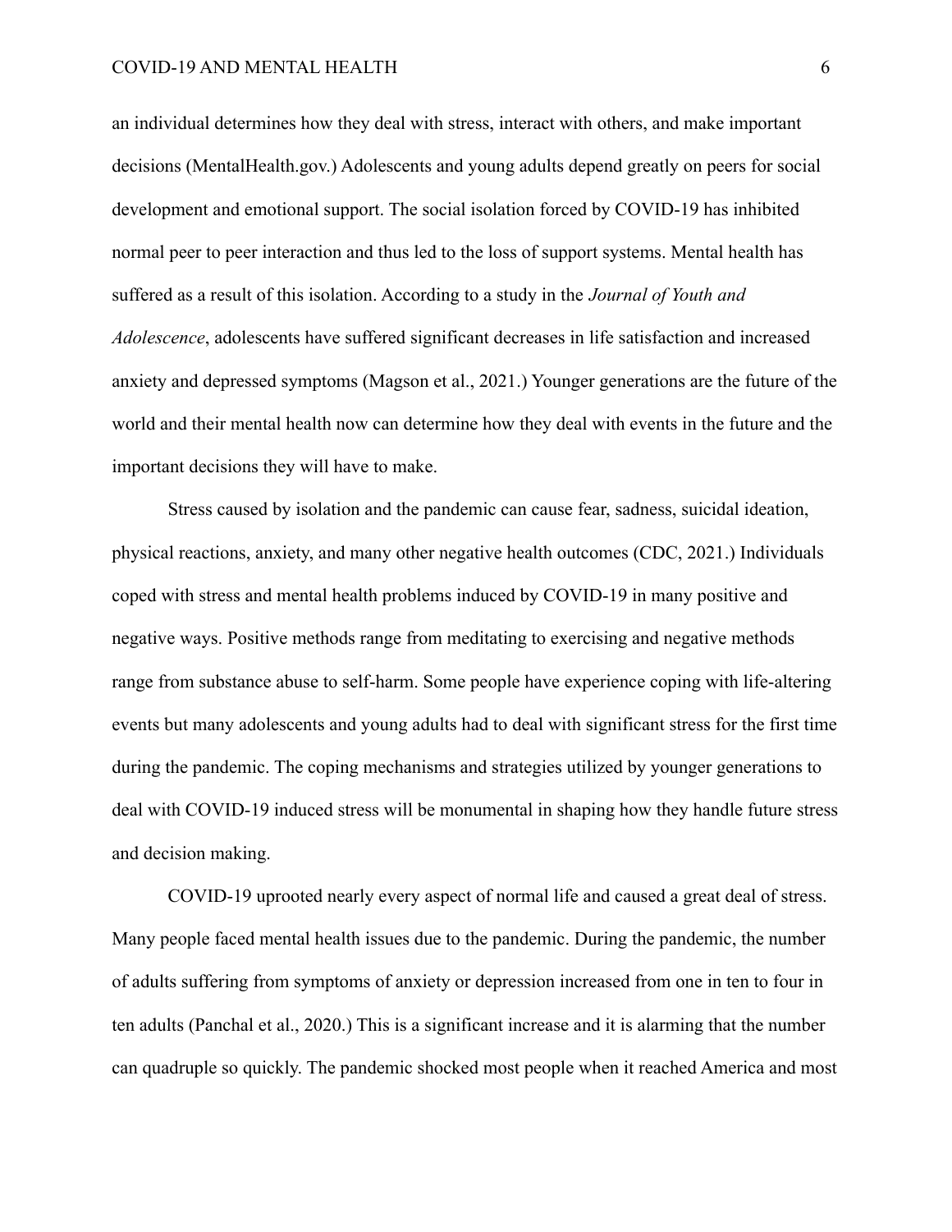an individual determines how they deal with stress, interact with others, and make important decisions (MentalHealth.gov.) Adolescents and young adults depend greatly on peers for social development and emotional support. The social isolation forced by COVID-19 has inhibited normal peer to peer interaction and thus led to the loss of support systems. Mental health has suffered as a result of this isolation. According to a study in the *Journal of Youth and Adolescence*, adolescents have suffered significant decreases in life satisfaction and increased anxiety and depressed symptoms (Magson et al., 2021.) Younger generations are the future of the world and their mental health now can determine how they deal with events in the future and the important decisions they will have to make.

Stress caused by isolation and the pandemic can cause fear, sadness, suicidal ideation, physical reactions, anxiety, and many other negative health outcomes (CDC, 2021.) Individuals coped with stress and mental health problems induced by COVID-19 in many positive and negative ways. Positive methods range from meditating to exercising and negative methods range from substance abuse to self-harm. Some people have experience coping with life-altering events but many adolescents and young adults had to deal with significant stress for the first time during the pandemic. The coping mechanisms and strategies utilized by younger generations to deal with COVID-19 induced stress will be monumental in shaping how they handle future stress and decision making.

COVID-19 uprooted nearly every aspect of normal life and caused a great deal of stress. Many people faced mental health issues due to the pandemic. During the pandemic, the number of adults suffering from symptoms of anxiety or depression increased from one in ten to four in ten adults (Panchal et al., 2020.) This is a significant increase and it is alarming that the number can quadruple so quickly. The pandemic shocked most people when it reached America and most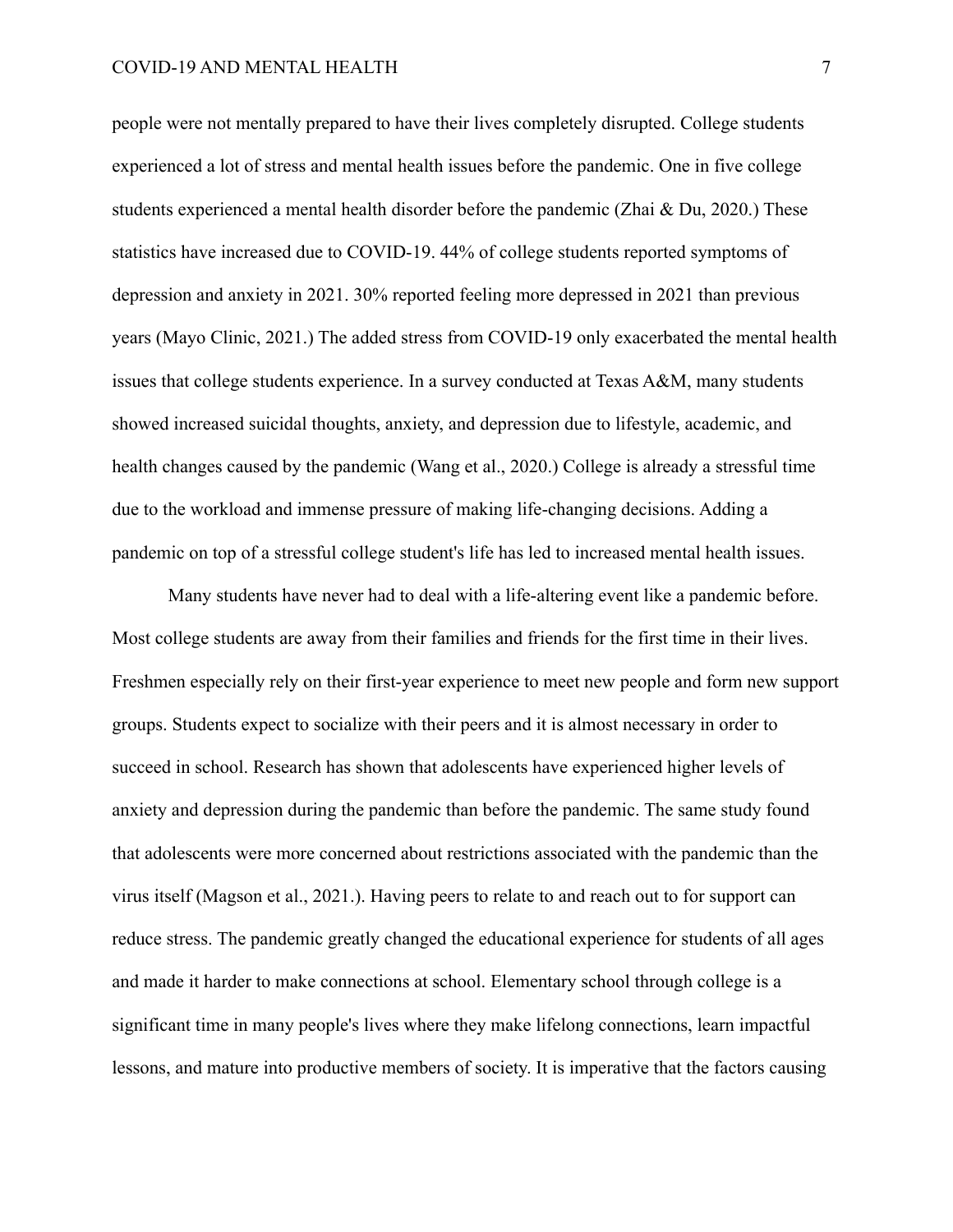people were not mentally prepared to have their lives completely disrupted. College students experienced a lot of stress and mental health issues before the pandemic. One in five college students experienced a mental health disorder before the pandemic (Zhai & Du, 2020.) These statistics have increased due to COVID-19. 44% of college students reported symptoms of depression and anxiety in 2021. 30% reported feeling more depressed in 2021 than previous years (Mayo Clinic, 2021.) The added stress from COVID-19 only exacerbated the mental health issues that college students experience. In a survey conducted at Texas A&M, many students showed increased suicidal thoughts, anxiety, and depression due to lifestyle, academic, and health changes caused by the pandemic (Wang et al., 2020.) College is already a stressful time due to the workload and immense pressure of making life-changing decisions. Adding a pandemic on top of a stressful college student's life has led to increased mental health issues.

Many students have never had to deal with a life-altering event like a pandemic before. Most college students are away from their families and friends for the first time in their lives. Freshmen especially rely on their first-year experience to meet new people and form new support groups. Students expect to socialize with their peers and it is almost necessary in order to succeed in school. Research has shown that adolescents have experienced higher levels of anxiety and depression during the pandemic than before the pandemic. The same study found that adolescents were more concerned about restrictions associated with the pandemic than the virus itself (Magson et al., 2021.). Having peers to relate to and reach out to for support can reduce stress. The pandemic greatly changed the educational experience for students of all ages and made it harder to make connections at school. Elementary school through college is a significant time in many people's lives where they make lifelong connections, learn impactful lessons, and mature into productive members of society. It is imperative that the factors causing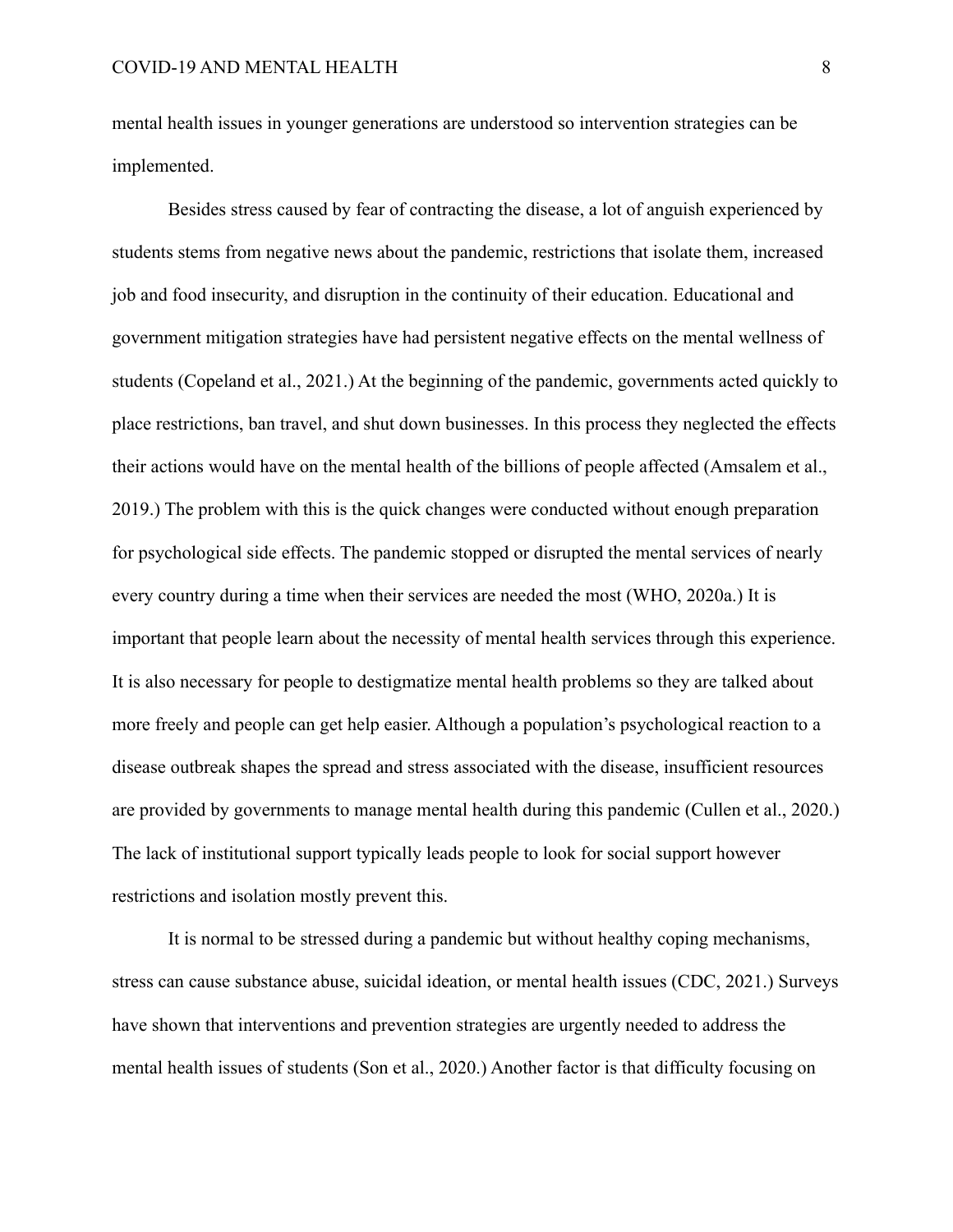mental health issues in younger generations are understood so intervention strategies can be implemented.

Besides stress caused by fear of contracting the disease, a lot of anguish experienced by students stems from negative news about the pandemic, restrictions that isolate them, increased job and food insecurity, and disruption in the continuity of their education. Educational and government mitigation strategies have had persistent negative effects on the mental wellness of students (Copeland et al., 2021.) At the beginning of the pandemic, governments acted quickly to place restrictions, ban travel, and shut down businesses. In this process they neglected the effects their actions would have on the mental health of the billions of people affected (Amsalem et al., 2019.) The problem with this is the quick changes were conducted without enough preparation for psychological side effects. The pandemic stopped or disrupted the mental services of nearly every country during a time when their services are needed the most (WHO, 2020a.) It is important that people learn about the necessity of mental health services through this experience. It is also necessary for people to destigmatize mental health problems so they are talked about more freely and people can get help easier. Although a population's psychological reaction to a disease outbreak shapes the spread and stress associated with the disease, insufficient resources are provided by governments to manage mental health during this pandemic (Cullen et al., 2020.) The lack of institutional support typically leads people to look for social support however restrictions and isolation mostly prevent this.

It is normal to be stressed during a pandemic but without healthy coping mechanisms, stress can cause substance abuse, suicidal ideation, or mental health issues (CDC, 2021.) Surveys have shown that interventions and prevention strategies are urgently needed to address the mental health issues of students (Son et al., 2020.) Another factor is that difficulty focusing on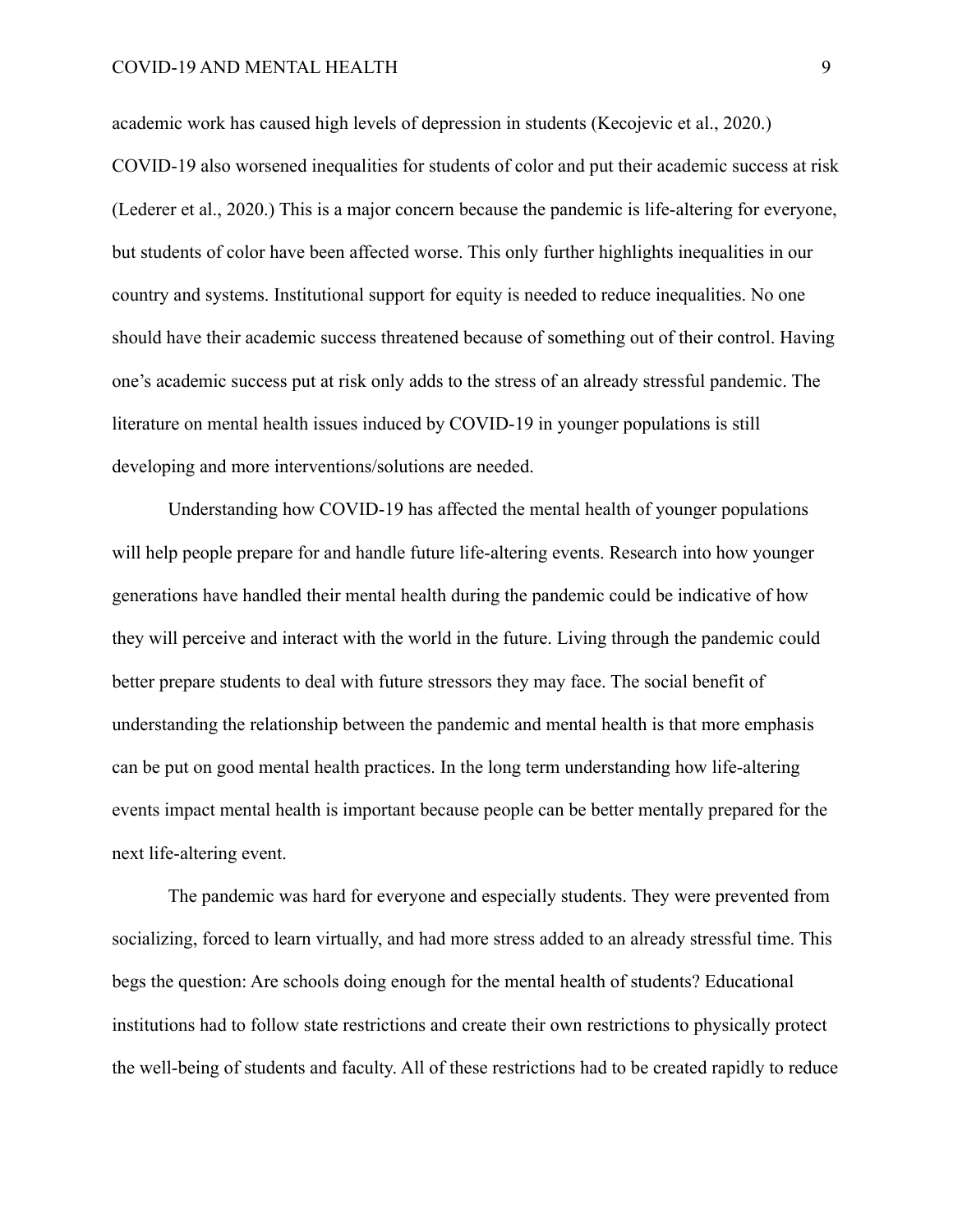academic work has caused high levels of depression in students (Kecojevic et al., 2020.) COVID-19 also worsened inequalities for students of color and put their academic success at risk (Lederer et al., 2020.) This is a major concern because the pandemic is life-altering for everyone, but students of color have been affected worse. This only further highlights inequalities in our country and systems. Institutional support for equity is needed to reduce inequalities. No one should have their academic success threatened because of something out of their control. Having one's academic success put at risk only adds to the stress of an already stressful pandemic. The literature on mental health issues induced by COVID-19 in younger populations is still developing and more interventions/solutions are needed.

Understanding how COVID-19 has affected the mental health of younger populations will help people prepare for and handle future life-altering events. Research into how younger generations have handled their mental health during the pandemic could be indicative of how they will perceive and interact with the world in the future. Living through the pandemic could better prepare students to deal with future stressors they may face. The social benefit of understanding the relationship between the pandemic and mental health is that more emphasis can be put on good mental health practices. In the long term understanding how life-altering events impact mental health is important because people can be better mentally prepared for the next life-altering event.

The pandemic was hard for everyone and especially students. They were prevented from socializing, forced to learn virtually, and had more stress added to an already stressful time. This begs the question: Are schools doing enough for the mental health of students? Educational institutions had to follow state restrictions and create their own restrictions to physically protect the well-being of students and faculty. All of these restrictions had to be created rapidly to reduce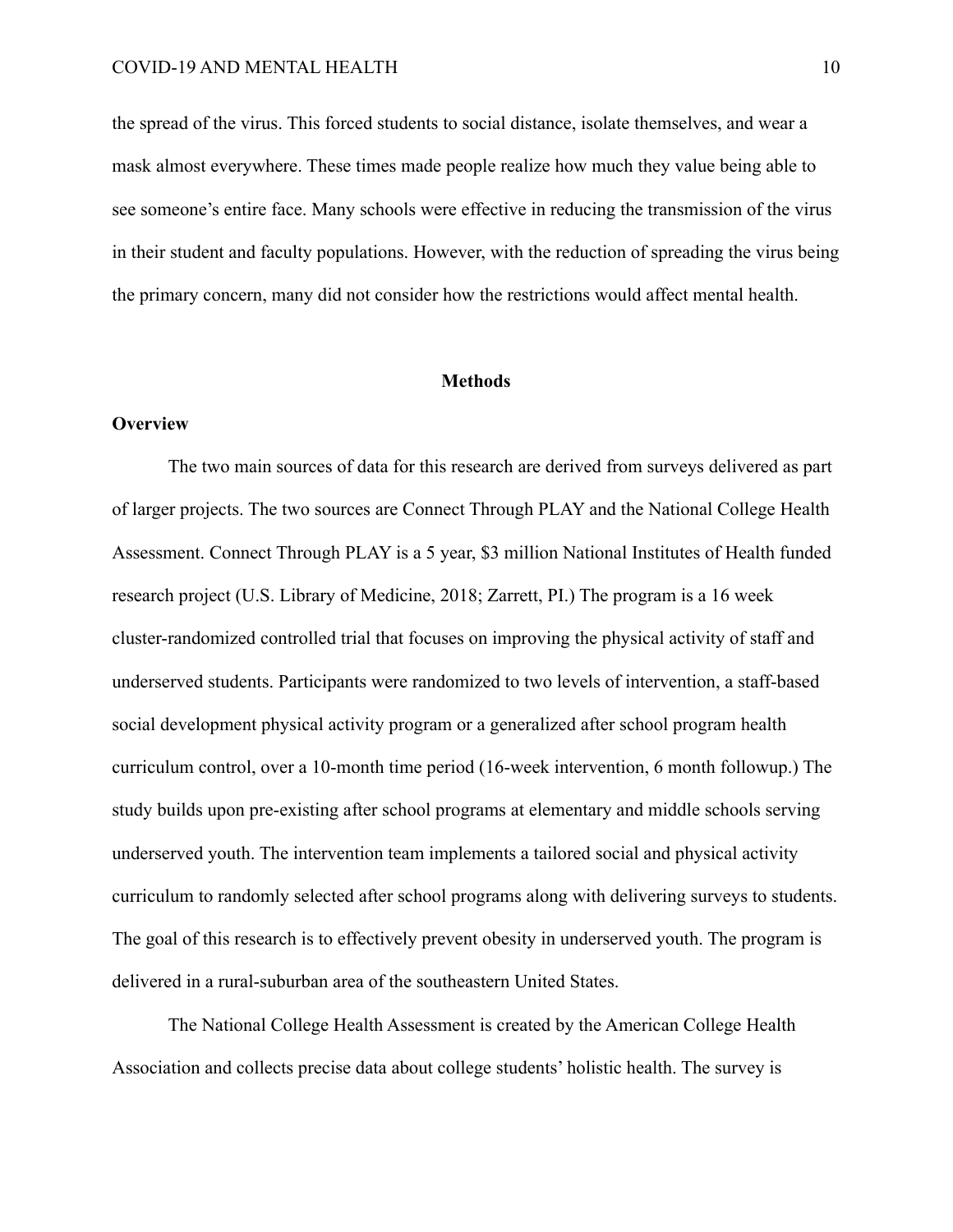the spread of the virus. This forced students to social distance, isolate themselves, and wear a mask almost everywhere. These times made people realize how much they value being able to see someone's entire face. Many schools were effective in reducing the transmission of the virus in their student and faculty populations. However, with the reduction of spreading the virus being the primary concern, many did not consider how the restrictions would affect mental health.

## Methods

### Overview

The two main sources of data for this research are derived from surveys delivered as part of larger projects. The two sources are Connect Through PLAY and the National College Health Assessment. Connect Through PLAY is a 5 year, $3 million National Institutes of Health funded research project (U.S. Library of Medicine, 2018; Zarrett, PI.) The program is a 16 week cluster-randomized controlled trial that focuses on improving the physical activity of staff and underserved students. Participants were randomized to two levels of intervention, a staff-based social development physical activity program or a generalized after school program health curriculum control, over a 10-month time period (16-week intervention, 6 month followup.) The study builds upon pre-existing after school programs at elementary and middle schools serving underserved youth. The intervention team implements a tailored social and physical activity curriculum to randomly selected after school programs along with delivering surveys to students. The goal of this research is to effectively prevent obesity in underserved youth. The program is delivered in a rural-suburban area of the southeastern United States.

The National College Health Assessment is created by the American College Health Association and collects precise data about college students' holistic health. The survey is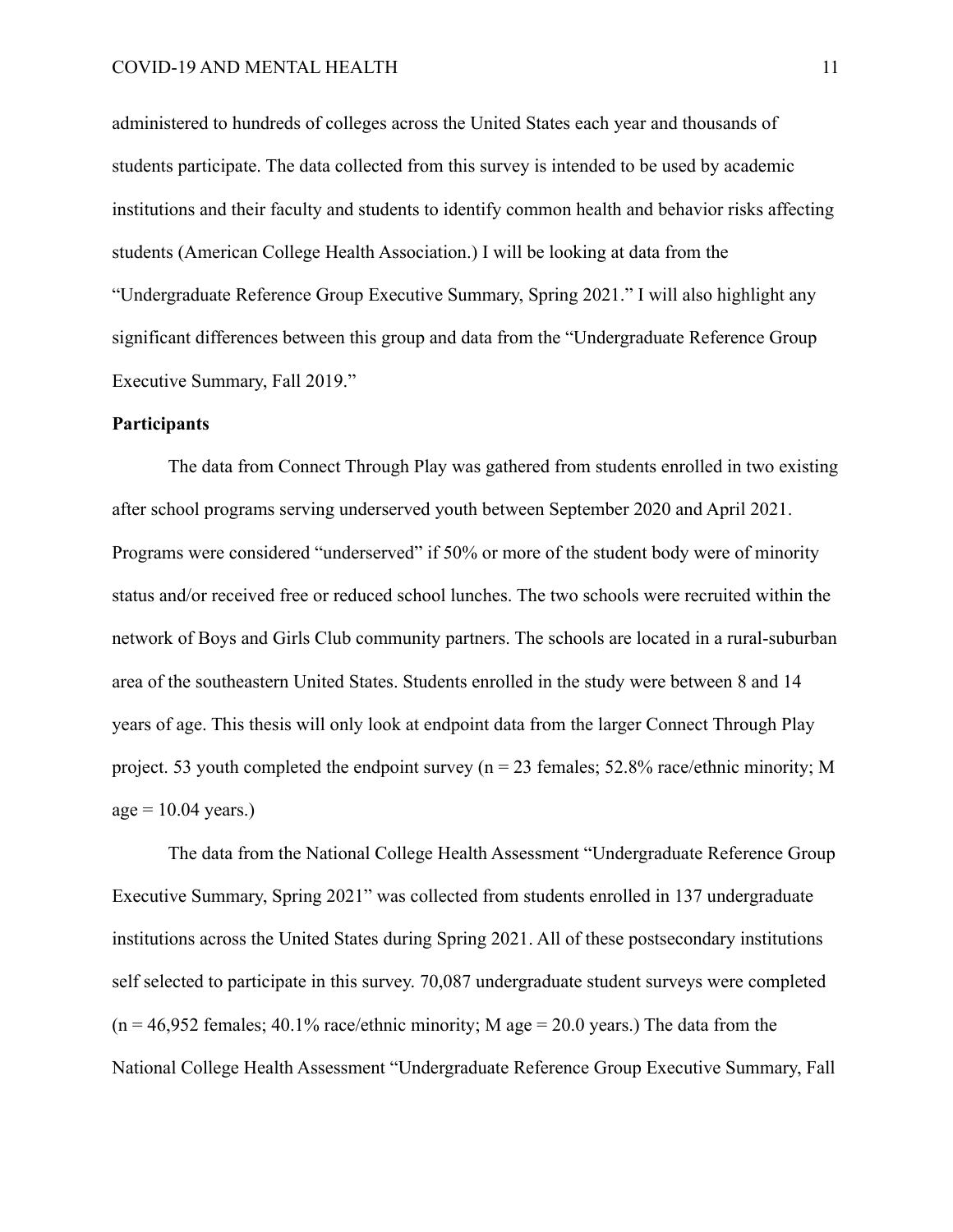administered to hundreds of colleges across the United States each year and thousands of students participate. The data collected from this survey is intended to be used by academic institutions and their faculty and students to identify common health and behavior risks affecting students (American College Health Association.) I will be looking at data from the "Undergraduate Reference Group Executive Summary, Spring 2021." I will also highlight any significant differences between this group and data from the "Undergraduate Reference Group Executive Summary, Fall 2019."

**Participants**

The data from Connect Through Play was gathered from students enrolled in two existing after school programs serving underserved youth between September 2020 and April 2021. Programs were considered "underserved" if 50% or more of the student body were of minority status and/or received free or reduced school lunches. The two schools were recruited within the network of Boys and Girls Club community partners. The schools are located in a rural-suburban area of the southeastern United States. Students enrolled in the study were between 8 and 14 years of age. This thesis will only look at endpoint data from the larger Connect Through Play project. 53 youth completed the endpoint survey (n = 23 females; 52.8% race/ethnic minority; M age = 10.04 years.)

The data from the National College Health Assessment "Undergraduate Reference Group Executive Summary, Spring 2021" was collected from students enrolled in 137 undergraduate institutions across the United States during Spring 2021. All of these postsecondary institutions self selected to participate in this survey. 70,087 undergraduate student surveys were completed (n = 46,952 females; 40.1% race/ethnic minority; M age = 20.0 years.) The data from the National College Health Assessment "Undergraduate Reference Group Executive Summary, Fall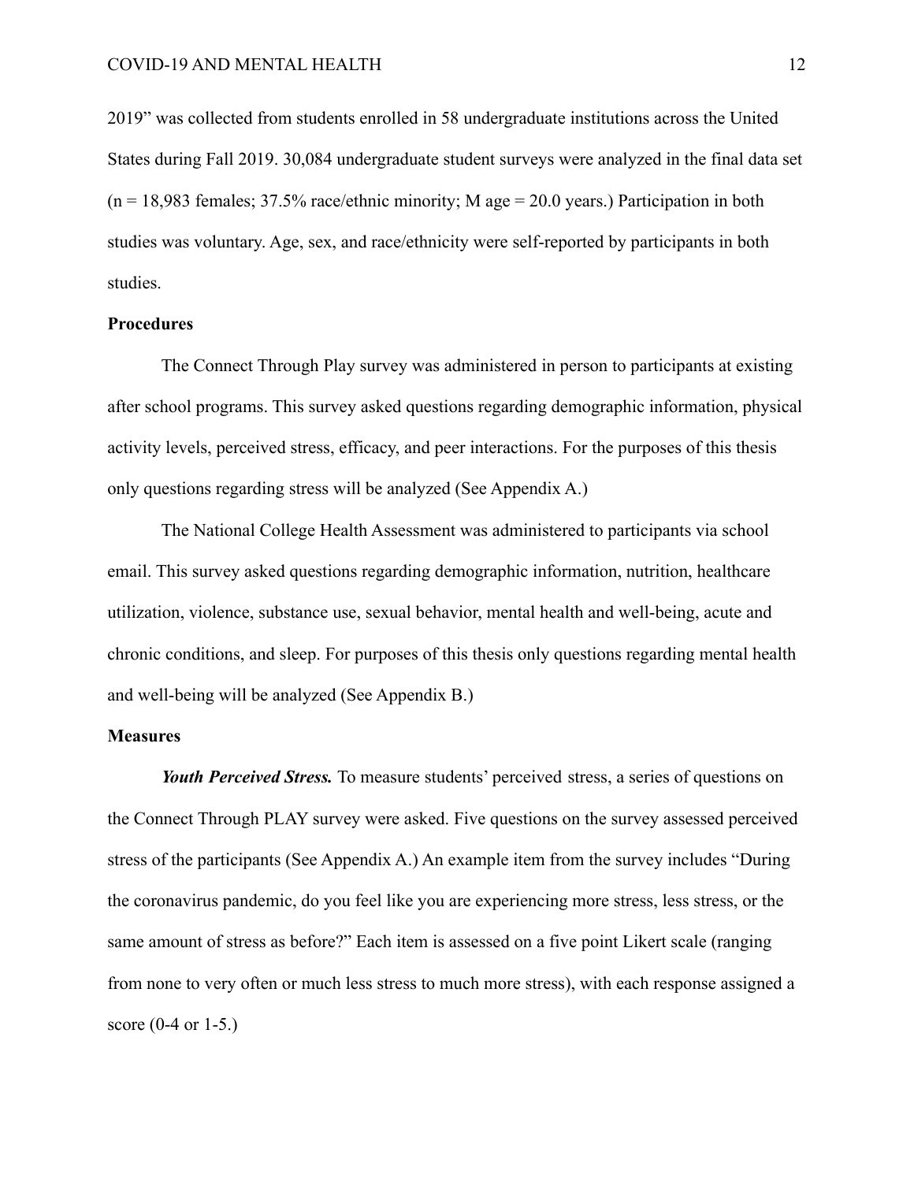2019" was collected from students enrolled in 58 undergraduate institutions across the United States during Fall 2019. 30,084 undergraduate student surveys were analyzed in the final data set ($n$ = 18,983 females; 37.5% race/ethnic minority; M age = 20.0 years.) Participation in both studies was voluntary. Age, sex, and race/ethnicity were self-reported by participants in both studies.

## Procedures

The Connect Through Play survey was administered in person to participants at existing after school programs. This survey asked questions regarding demographic information, physical activity levels, perceived stress, efficacy, and peer interactions. For the purposes of this thesis only questions regarding stress will be analyzed (See Appendix A.)

The National College Health Assessment was administered to participants via school email. This survey asked questions regarding demographic information, nutrition, healthcare utilization, violence, substance use, sexual behavior, mental health and well-being, acute and chronic conditions, and sleep. For purposes of this thesis only questions regarding mental health and well-being will be analyzed (See Appendix B.)

## Measures

***Youth Perceived Stress.*** To measure students' perceived stress, a series of questions on the Connect Through PLAY survey were asked. Five questions on the survey assessed perceived stress of the participants (See Appendix A.) An example item from the survey includes "During the coronavirus pandemic, do you feel like you are experiencing more stress, less stress, or the same amount of stress as before?" Each item is assessed on a five point Likert scale (ranging from none to very often or much less stress to much more stress), with each response assigned a score (0-4 or 1-5.)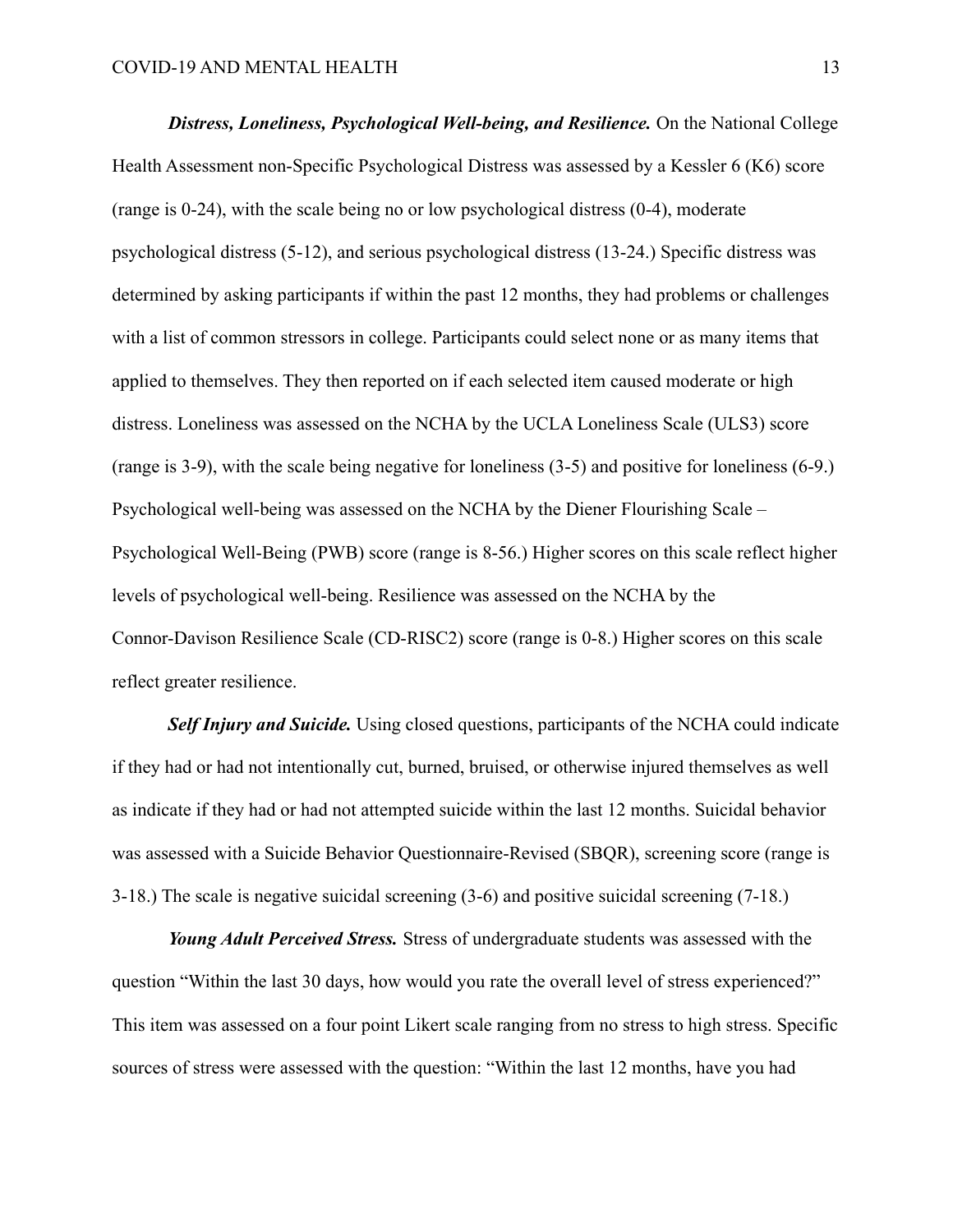***Distress, Loneliness, Psychological Well-being, and Resilience.*** On the National College Health Assessment non-Specific Psychological Distress was assessed by a Kessler 6 (K6) score (range is 0-24), with the scale being no or low psychological distress (0-4), moderate psychological distress (5-12), and serious psychological distress (13-24.) Specific distress was determined by asking participants if within the past 12 months, they had problems or challenges with a list of common stressors in college. Participants could select none or as many items that applied to themselves. They then reported on if each selected item caused moderate or high distress. Loneliness was assessed on the NCHA by the UCLA Loneliness Scale (ULS3) score (range is 3-9), with the scale being negative for loneliness (3-5) and positive for loneliness (6-9.) Psychological well-being was assessed on the NCHA by the Diener Flourishing Scale – Psychological Well-Being (PWB) score (range is 8-56.) Higher scores on this scale reflect higher levels of psychological well-being. Resilience was assessed on the NCHA by the Connor-Davison Resilience Scale (CD-RISC2) score (range is 0-8.) Higher scores on this scale reflect greater resilience.

***Self Injury and Suicide.*** Using closed questions, participants of the NCHA could indicate if they had or had not intentionally cut, burned, bruised, or otherwise injured themselves as well as indicate if they had or had not attempted suicide within the last 12 months. Suicidal behavior was assessed with a Suicide Behavior Questionnaire-Revised (SBQR), screening score (range is 3-18.) The scale is negative suicidal screening (3-6) and positive suicidal screening (7-18.)

***Young Adult Perceived Stress.*** Stress of undergraduate students was assessed with the question "Within the last 30 days, how would you rate the overall level of stress experienced?" This item was assessed on a four point Likert scale ranging from no stress to high stress. Specific sources of stress were assessed with the question: "Within the last 12 months, have you had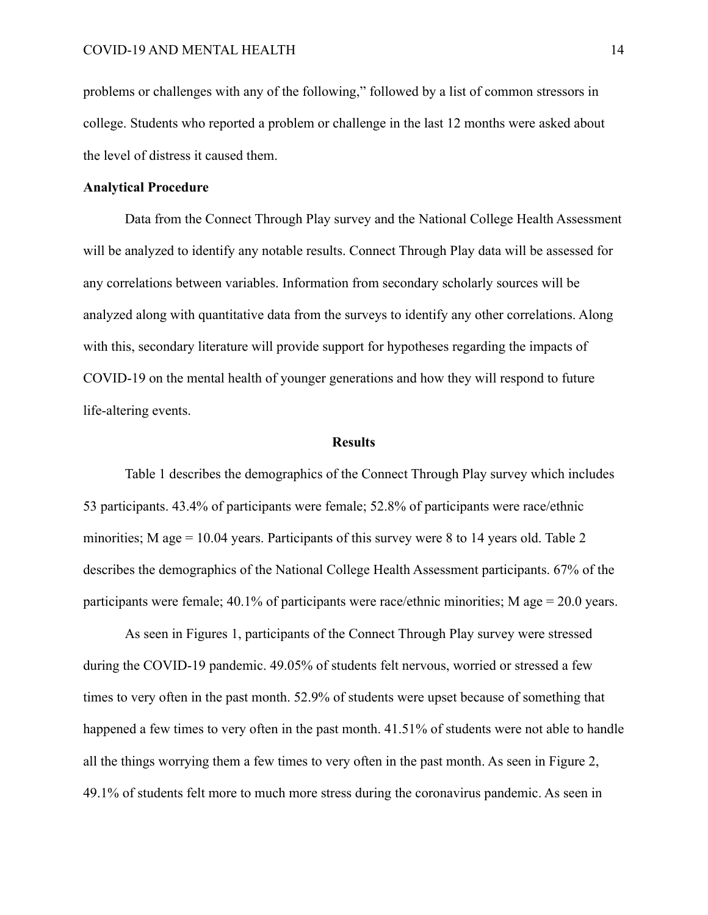problems or challenges with any of the following," followed by a list of common stressors in college. Students who reported a problem or challenge in the last 12 months were asked about the level of distress it caused them.

**Analytical Procedure**

Data from the Connect Through Play survey and the National College Health Assessment will be analyzed to identify any notable results. Connect Through Play data will be assessed for any correlations between variables. Information from secondary scholarly sources will be analyzed along with quantitative data from the surveys to identify any other correlations. Along with this, secondary literature will provide support for hypotheses regarding the impacts of COVID-19 on the mental health of younger generations and how they will respond to future life-altering events.

## Results

Table 1 describes the demographics of the Connect Through Play survey which includes 53 participants. 43.4% of participants were female; 52.8% of participants were race/ethnic minorities; M age = 10.04 years. Participants of this survey were 8 to 14 years old. Table 2 describes the demographics of the National College Health Assessment participants. 67% of the participants were female; 40.1% of participants were race/ethnic minorities; M age = 20.0 years.

As seen in Figures 1, participants of the Connect Through Play survey were stressed during the COVID-19 pandemic. 49.05% of students felt nervous, worried or stressed a few times to very often in the past month. 52.9% of students were upset because of something that happened a few times to very often in the past month. 41.51% of students were not able to handle all the things worrying them a few times to very often in the past month. As seen in Figure 2, 49.1% of students felt more to much more stress during the coronavirus pandemic. As seen in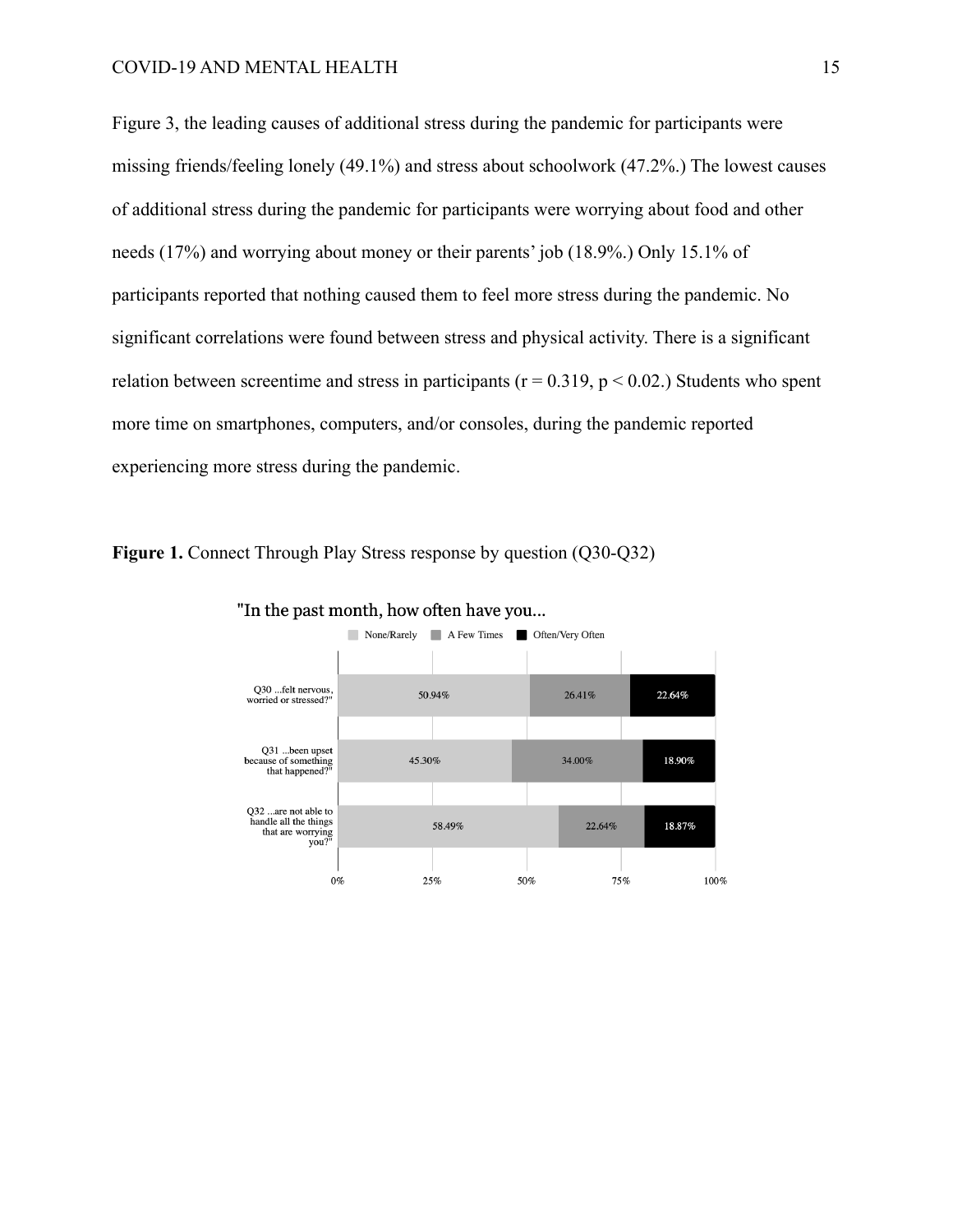Figure 3, the leading causes of additional stress during the pandemic for participants were missing friends/feeling lonely (49.1%) and stress about schoolwork (47.2%.) The lowest causes of additional stress during the pandemic for participants were worrying about food and other needs (17%) and worrying about money or their parents' job (18.9%.) Only 15.1% of participants reported that nothing caused them to feel more stress during the pandemic. No significant correlations were found between stress and physical activity. There is a significant relation between screentime and stress in participants ($r = 0.319$, $p < 0.02$.) Students who spent more time on smartphones, computers, and/or consoles, during the pandemic reported experiencing more stress during the pandemic.

**Figure 1.** Connect Through Play Stress response by question (Q30-Q32)

"In the past month, how often have you...

| | None/Rarely | A Few Times | Often/Very Often |
|---|---|---|---|
| Q30 ...felt nervous, worried or stressed?" | 50.94% | 26.41% | 22.64% |
| Q31 ...been upset because of something that happened?" | 45.30% | 34.00% | 18.90% |
| Q32 ...are not able to handle all the things that are worrying you?" | 58.49% | 22.64% | 18.87% |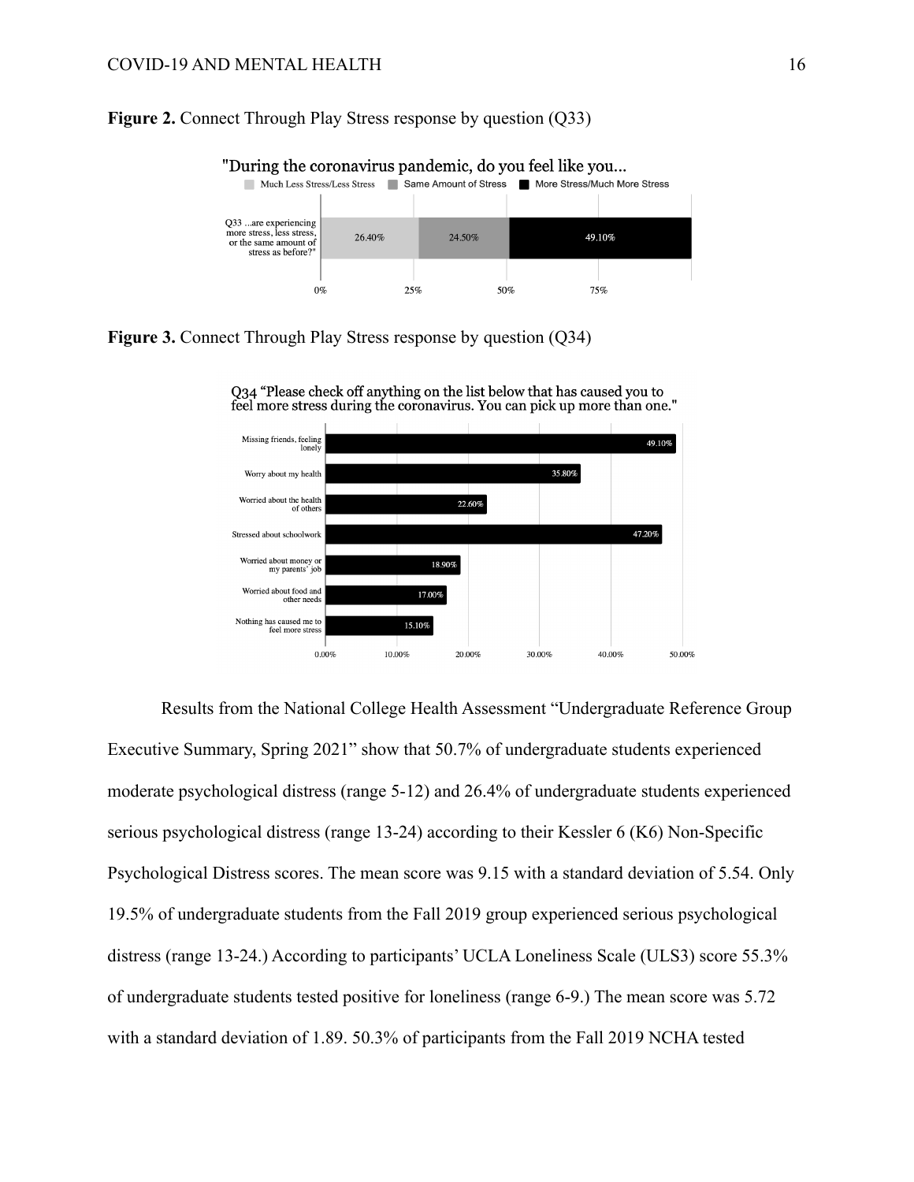**Figure 2.** Connect Through Play Stress response by question (Q33)

**Figure 3.** Connect Through Play Stress response by question (Q34)

Results from the National College Health Assessment "Undergraduate Reference Group Executive Summary, Spring 2021" show that 50.7% of undergraduate students experienced moderate psychological distress (range 5-12) and 26.4% of undergraduate students experienced serious psychological distress (range 13-24) according to their Kessler 6 (K6) Non-Specific Psychological Distress scores. The mean score was 9.15 with a standard deviation of 5.54. Only 19.5% of undergraduate students from the Fall 2019 group experienced serious psychological distress (range 13-24.) According to participants' UCLA Loneliness Scale (ULS3) score 55.3% of undergraduate students tested positive for loneliness (range 6-9.) The mean score was 5.72 with a standard deviation of 1.89. 50.3% of participants from the Fall 2019 NCHA tested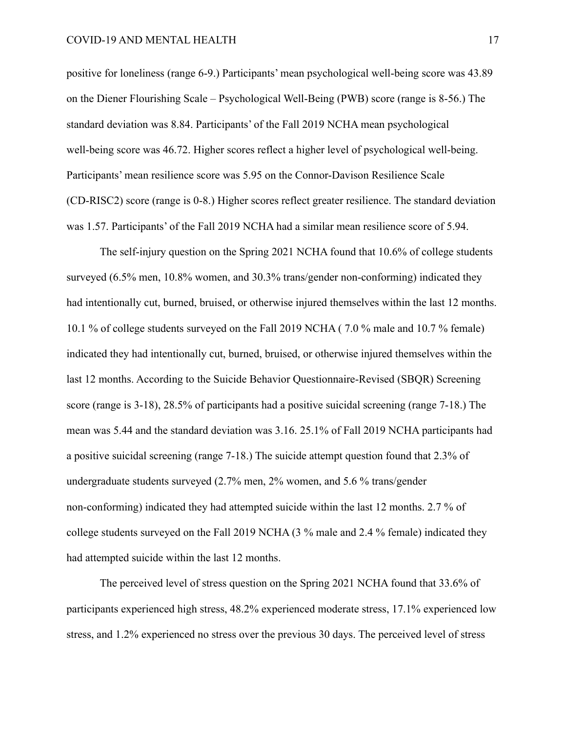positive for loneliness (range 6-9.) Participants' mean psychological well-being score was 43.89 on the Diener Flourishing Scale – Psychological Well-Being (PWB) score (range is 8-56.) The standard deviation was 8.84. Participants' of the Fall 2019 NCHA mean psychological well-being score was 46.72. Higher scores reflect a higher level of psychological well-being. Participants' mean resilience score was 5.95 on the Connor-Davison Resilience Scale (CD-RISC2) score (range is 0-8.) Higher scores reflect greater resilience. The standard deviation was 1.57. Participants' of the Fall 2019 NCHA had a similar mean resilience score of 5.94.

The self-injury question on the Spring 2021 NCHA found that 10.6% of college students surveyed (6.5% men, 10.8% women, and 30.3% trans/gender non-conforming) indicated they had intentionally cut, burned, bruised, or otherwise injured themselves within the last 12 months. 10.1 % of college students surveyed on the Fall 2019 NCHA ( 7.0 % male and 10.7 % female) indicated they had intentionally cut, burned, bruised, or otherwise injured themselves within the last 12 months. According to the Suicide Behavior Questionnaire-Revised (SBQR) Screening score (range is 3-18), 28.5% of participants had a positive suicidal screening (range 7-18.) The mean was 5.44 and the standard deviation was 3.16. 25.1% of Fall 2019 NCHA participants had a positive suicidal screening (range 7-18.) The suicide attempt question found that 2.3% of undergraduate students surveyed (2.7% men, 2% women, and 5.6 % trans/gender non-conforming) indicated they had attempted suicide within the last 12 months. 2.7 % of college students surveyed on the Fall 2019 NCHA (3 % male and 2.4 % female) indicated they had attempted suicide within the last 12 months.

The perceived level of stress question on the Spring 2021 NCHA found that 33.6% of participants experienced high stress, 48.2% experienced moderate stress, 17.1% experienced low stress, and 1.2% experienced no stress over the previous 30 days. The perceived level of stress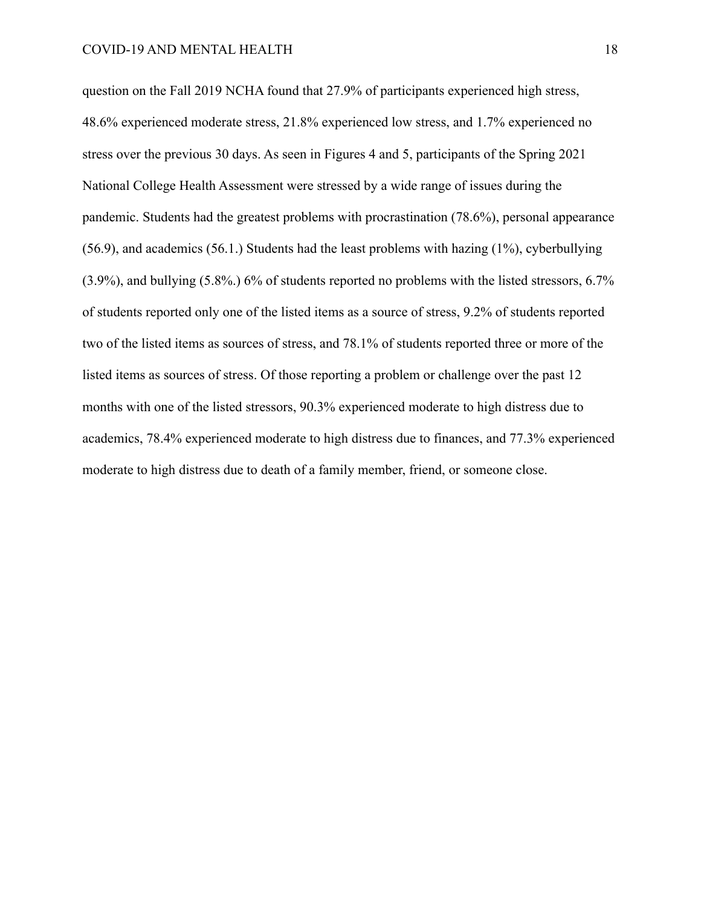question on the Fall 2019 NCHA found that 27.9% of participants experienced high stress, 48.6% experienced moderate stress, 21.8% experienced low stress, and 1.7% experienced no stress over the previous 30 days. As seen in Figures 4 and 5, participants of the Spring 2021 National College Health Assessment were stressed by a wide range of issues during the pandemic. Students had the greatest problems with procrastination (78.6%), personal appearance (56.9), and academics (56.1.) Students had the least problems with hazing (1%), cyberbullying (3.9%), and bullying (5.8%.) 6% of students reported no problems with the listed stressors, 6.7% of students reported only one of the listed items as a source of stress, 9.2% of students reported two of the listed items as sources of stress, and 78.1% of students reported three or more of the listed items as sources of stress. Of those reporting a problem or challenge over the past 12 months with one of the listed stressors, 90.3% experienced moderate to high distress due to academics, 78.4% experienced moderate to high distress due to finances, and 77.3% experienced moderate to high distress due to death of a family member, friend, or someone close.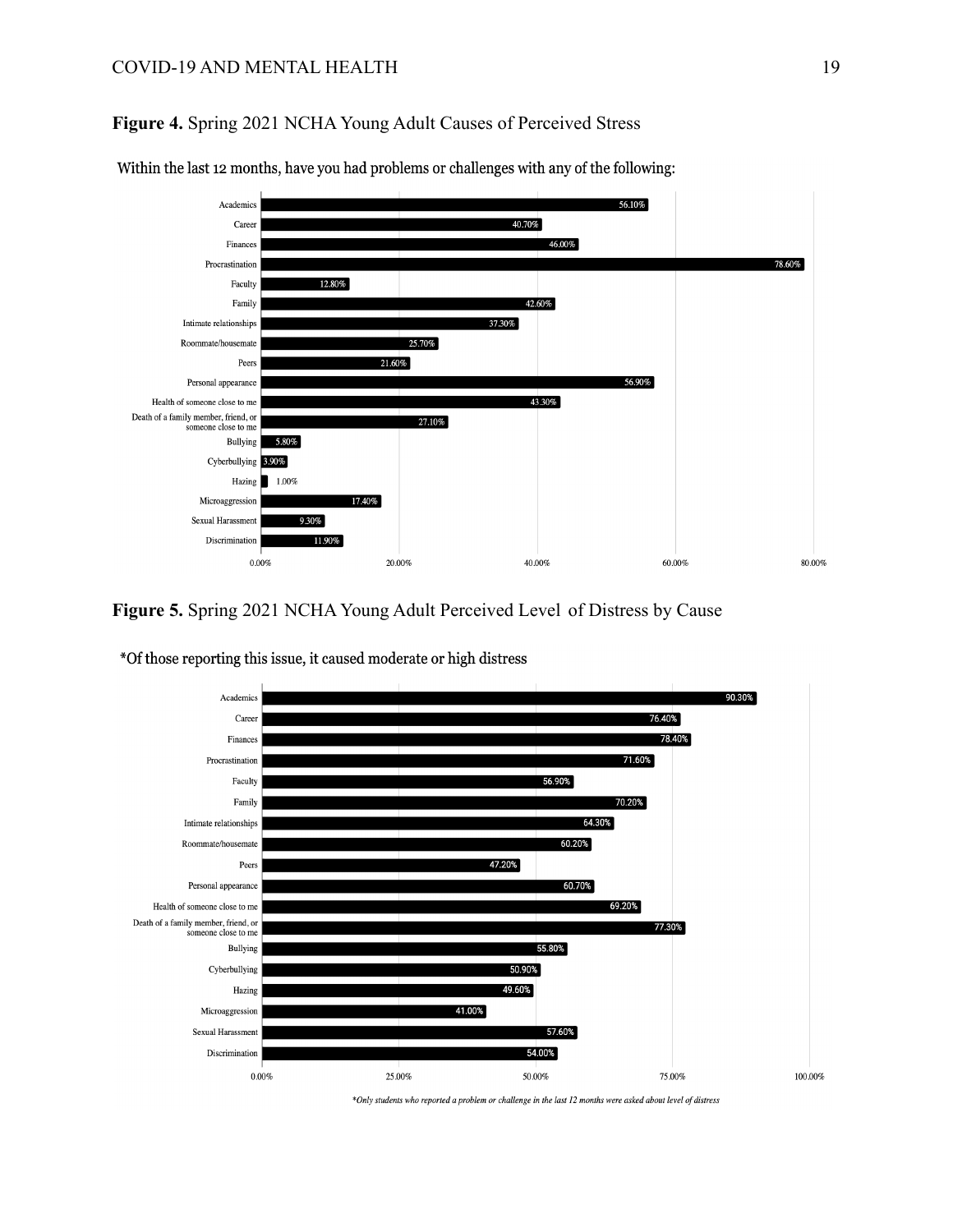**Figure 4.** Spring 2021 NCHA Young Adult Causes of Perceived Stress

Within the last 12 months, have you had problems or challenges with any of the following:

| Cause | Percentage |
|---|---|
| Academics | 56.10% |
| Career | 40.70% |
| Finances | 46.00% |
| Procrastination | 78.60% |
| Faculty | 12.80% |
| Family | 42.60% |
| Intimate relationships | 37.30% |
| Roommate/housemate | 25.70% |
| Peers | 21.60% |
| Personal appearance | 56.90% |
| Health of someone close to me | 43.30% |
| Death of a family member, friend, or someone close to me | 27.10% |
| Bullying | 5.80% |
| Cyberbullying | 3.90% |
| Hazing | 1.00% |
| Microaggression | 17.40% |
| Sexual Harassment | 9.30% |
| Discrimination | 11.90% |

**Figure 5.** Spring 2021 NCHA Young Adult Perceived Level of Distress by Cause

*Of those reporting this issue, it caused moderate or high distress

| Cause | Percentage |
|---|---|
| Academics | 90.30% |
| Career | 76.40% |
| Finances | 78.40% |
| Procrastination | 71.60% |
| Faculty | 56.90% |
| Family | 70.20% |
| Intimate relationships | 64.30% |
| Roommate/housemate | 60.20% |
| Peers | 47.20% |
| Personal appearance | 60.70% |
| Health of someone close to me | 69.20% |
| Death of a family member, friend, or someone close to me | 77.30% |
| Bullying | 55.80% |
| Cyberbullying | 50.90% |
| Hazing | 49.60% |
| Microaggression | 41.00% |
| Sexual Harassment | 57.60% |
| Discrimination | 54.00% |

*\*Only students who reported a problem or challenge in the last 12 months were asked about level of distress*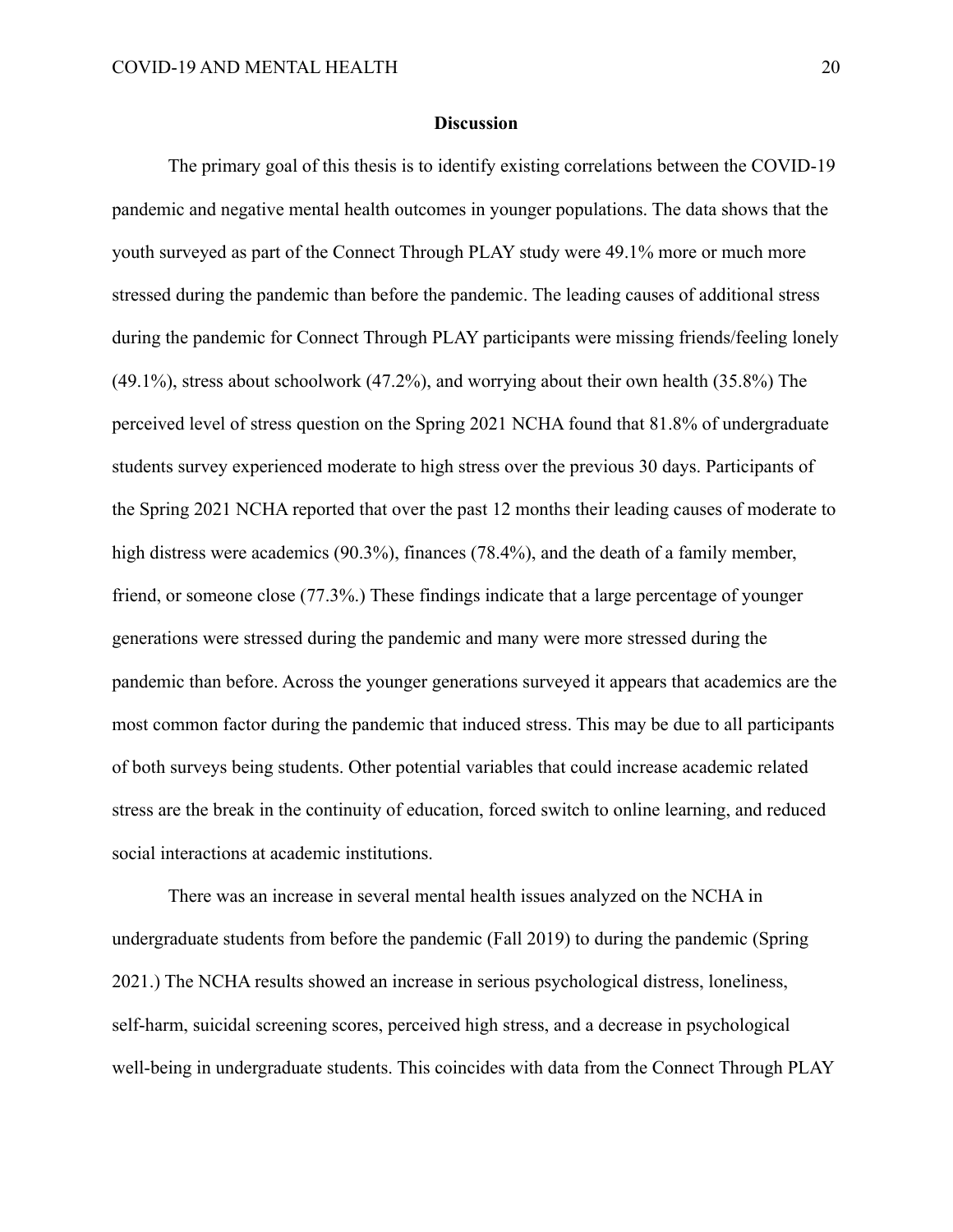## Discussion

The primary goal of this thesis is to identify existing correlations between the COVID-19 pandemic and negative mental health outcomes in younger populations. The data shows that the youth surveyed as part of the Connect Through PLAY study were 49.1% more or much more stressed during the pandemic than before the pandemic. The leading causes of additional stress during the pandemic for Connect Through PLAY participants were missing friends/feeling lonely (49.1%), stress about schoolwork (47.2%), and worrying about their own health (35.8%) The perceived level of stress question on the Spring 2021 NCHA found that 81.8% of undergraduate students survey experienced moderate to high stress over the previous 30 days. Participants of the Spring 2021 NCHA reported that over the past 12 months their leading causes of moderate to high distress were academics (90.3%), finances (78.4%), and the death of a family member, friend, or someone close (77.3%.) These findings indicate that a large percentage of younger generations were stressed during the pandemic and many were more stressed during the pandemic than before. Across the younger generations surveyed it appears that academics are the most common factor during the pandemic that induced stress. This may be due to all participants of both surveys being students. Other potential variables that could increase academic related stress are the break in the continuity of education, forced switch to online learning, and reduced social interactions at academic institutions.

There was an increase in several mental health issues analyzed on the NCHA in undergraduate students from before the pandemic (Fall 2019) to during the pandemic (Spring 2021.) The NCHA results showed an increase in serious psychological distress, loneliness, self-harm, suicidal screening scores, perceived high stress, and a decrease in psychological well-being in undergraduate students. This coincides with data from the Connect Through PLAY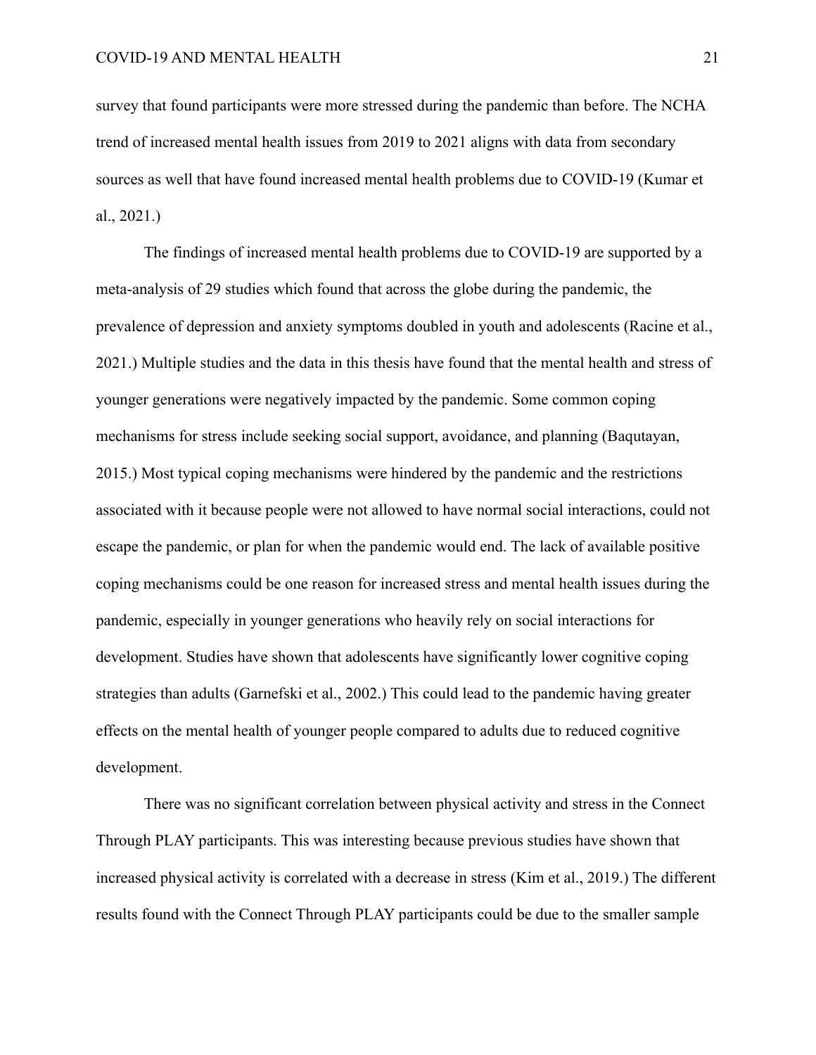survey that found participants were more stressed during the pandemic than before. The NCHA trend of increased mental health issues from 2019 to 2021 aligns with data from secondary sources as well that have found increased mental health problems due to COVID-19 (Kumar et al., 2021.)

The findings of increased mental health problems due to COVID-19 are supported by a meta-analysis of 29 studies which found that across the globe during the pandemic, the prevalence of depression and anxiety symptoms doubled in youth and adolescents (Racine et al., 2021.) Multiple studies and the data in this thesis have found that the mental health and stress of younger generations were negatively impacted by the pandemic. Some common coping mechanisms for stress include seeking social support, avoidance, and planning (Baqutayan, 2015.) Most typical coping mechanisms were hindered by the pandemic and the restrictions associated with it because people were not allowed to have normal social interactions, could not escape the pandemic, or plan for when the pandemic would end. The lack of available positive coping mechanisms could be one reason for increased stress and mental health issues during the pandemic, especially in younger generations who heavily rely on social interactions for development. Studies have shown that adolescents have significantly lower cognitive coping strategies than adults (Garnefski et al., 2002.) This could lead to the pandemic having greater effects on the mental health of younger people compared to adults due to reduced cognitive development.

There was no significant correlation between physical activity and stress in the Connect Through PLAY participants. This was interesting because previous studies have shown that increased physical activity is correlated with a decrease in stress (Kim et al., 2019.) The different results found with the Connect Through PLAY participants could be due to the smaller sample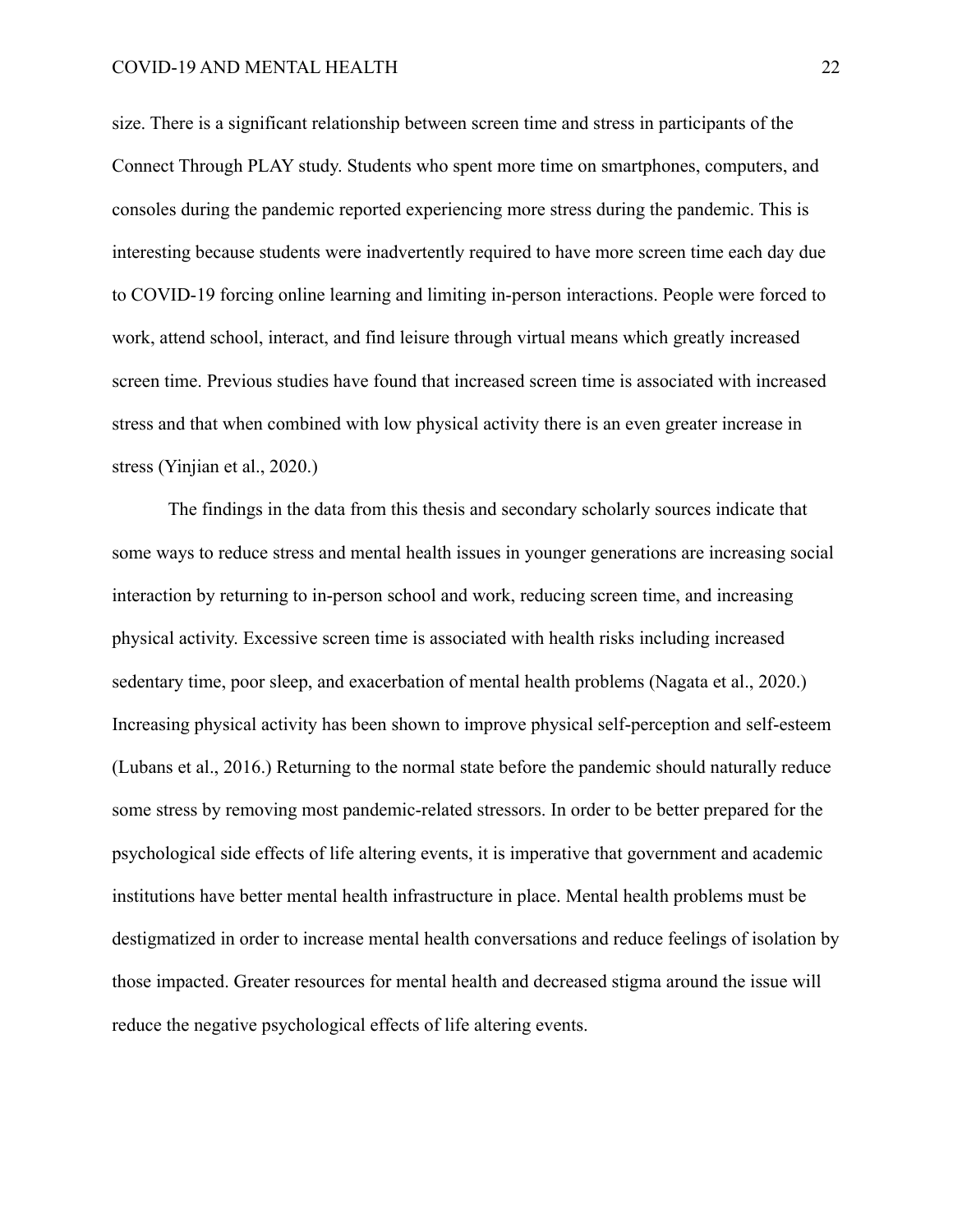size. There is a significant relationship between screen time and stress in participants of the Connect Through PLAY study. Students who spent more time on smartphones, computers, and consoles during the pandemic reported experiencing more stress during the pandemic. This is interesting because students were inadvertently required to have more screen time each day due to COVID-19 forcing online learning and limiting in-person interactions. People were forced to work, attend school, interact, and find leisure through virtual means which greatly increased screen time. Previous studies have found that increased screen time is associated with increased stress and that when combined with low physical activity there is an even greater increase in stress (Yinjian et al., 2020.)

The findings in the data from this thesis and secondary scholarly sources indicate that some ways to reduce stress and mental health issues in younger generations are increasing social interaction by returning to in-person school and work, reducing screen time, and increasing physical activity. Excessive screen time is associated with health risks including increased sedentary time, poor sleep, and exacerbation of mental health problems (Nagata et al., 2020.) Increasing physical activity has been shown to improve physical self-perception and self-esteem (Lubans et al., 2016.) Returning to the normal state before the pandemic should naturally reduce some stress by removing most pandemic-related stressors. In order to be better prepared for the psychological side effects of life altering events, it is imperative that government and academic institutions have better mental health infrastructure in place. Mental health problems must be destigmatized in order to increase mental health conversations and reduce feelings of isolation by those impacted. Greater resources for mental health and decreased stigma around the issue will reduce the negative psychological effects of life altering events.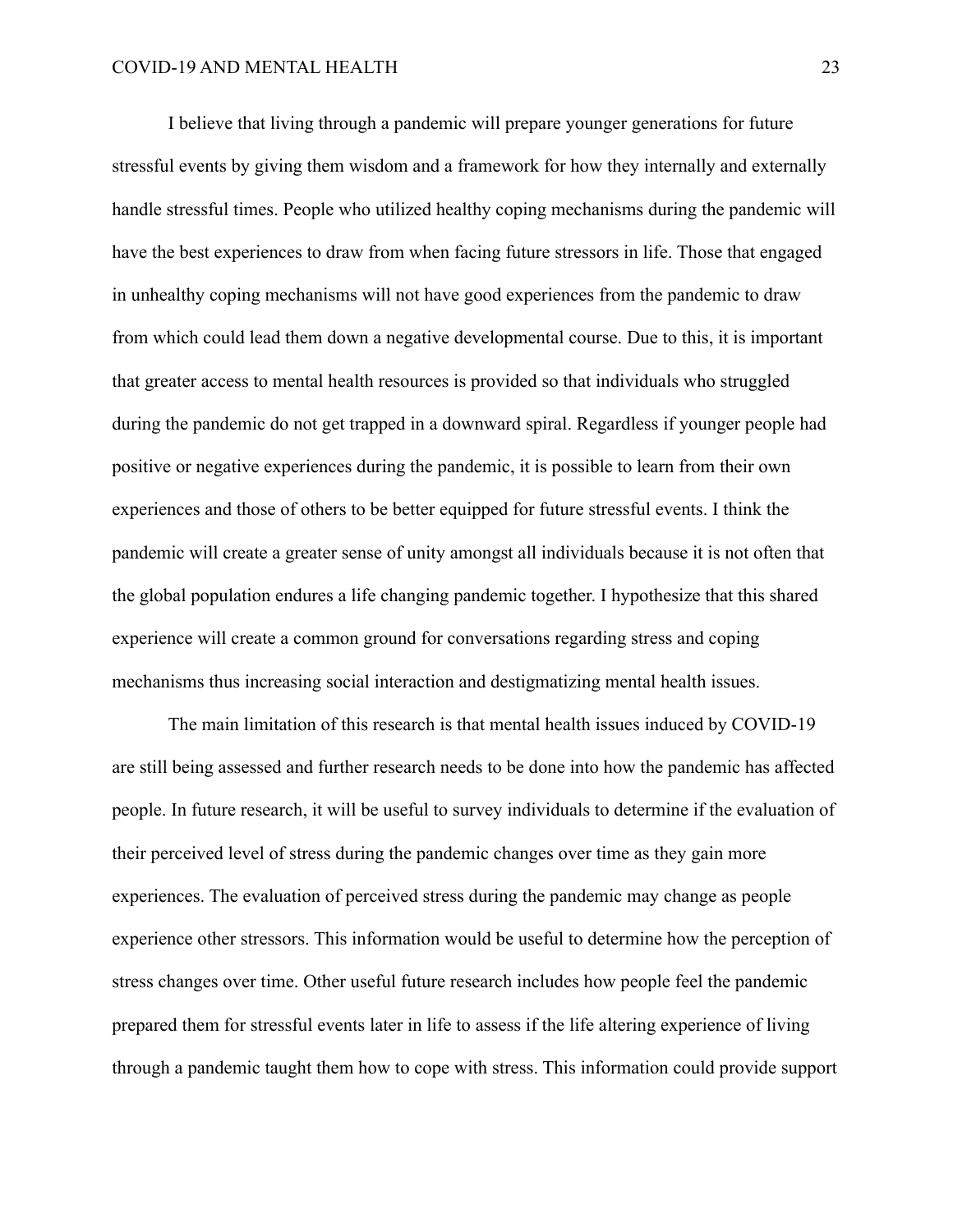I believe that living through a pandemic will prepare younger generations for future stressful events by giving them wisdom and a framework for how they internally and externally handle stressful times. People who utilized healthy coping mechanisms during the pandemic will have the best experiences to draw from when facing future stressors in life. Those that engaged in unhealthy coping mechanisms will not have good experiences from the pandemic to draw from which could lead them down a negative developmental course. Due to this, it is important that greater access to mental health resources is provided so that individuals who struggled during the pandemic do not get trapped in a downward spiral. Regardless if younger people had positive or negative experiences during the pandemic, it is possible to learn from their own experiences and those of others to be better equipped for future stressful events. I think the pandemic will create a greater sense of unity amongst all individuals because it is not often that the global population endures a life changing pandemic together. I hypothesize that this shared experience will create a common ground for conversations regarding stress and coping mechanisms thus increasing social interaction and destigmatizing mental health issues.

The main limitation of this research is that mental health issues induced by COVID-19 are still being assessed and further research needs to be done into how the pandemic has affected people. In future research, it will be useful to survey individuals to determine if the evaluation of their perceived level of stress during the pandemic changes over time as they gain more experiences. The evaluation of perceived stress during the pandemic may change as people experience other stressors. This information would be useful to determine how the perception of stress changes over time. Other useful future research includes how people feel the pandemic prepared them for stressful events later in life to assess if the life altering experience of living through a pandemic taught them how to cope with stress. This information could provide support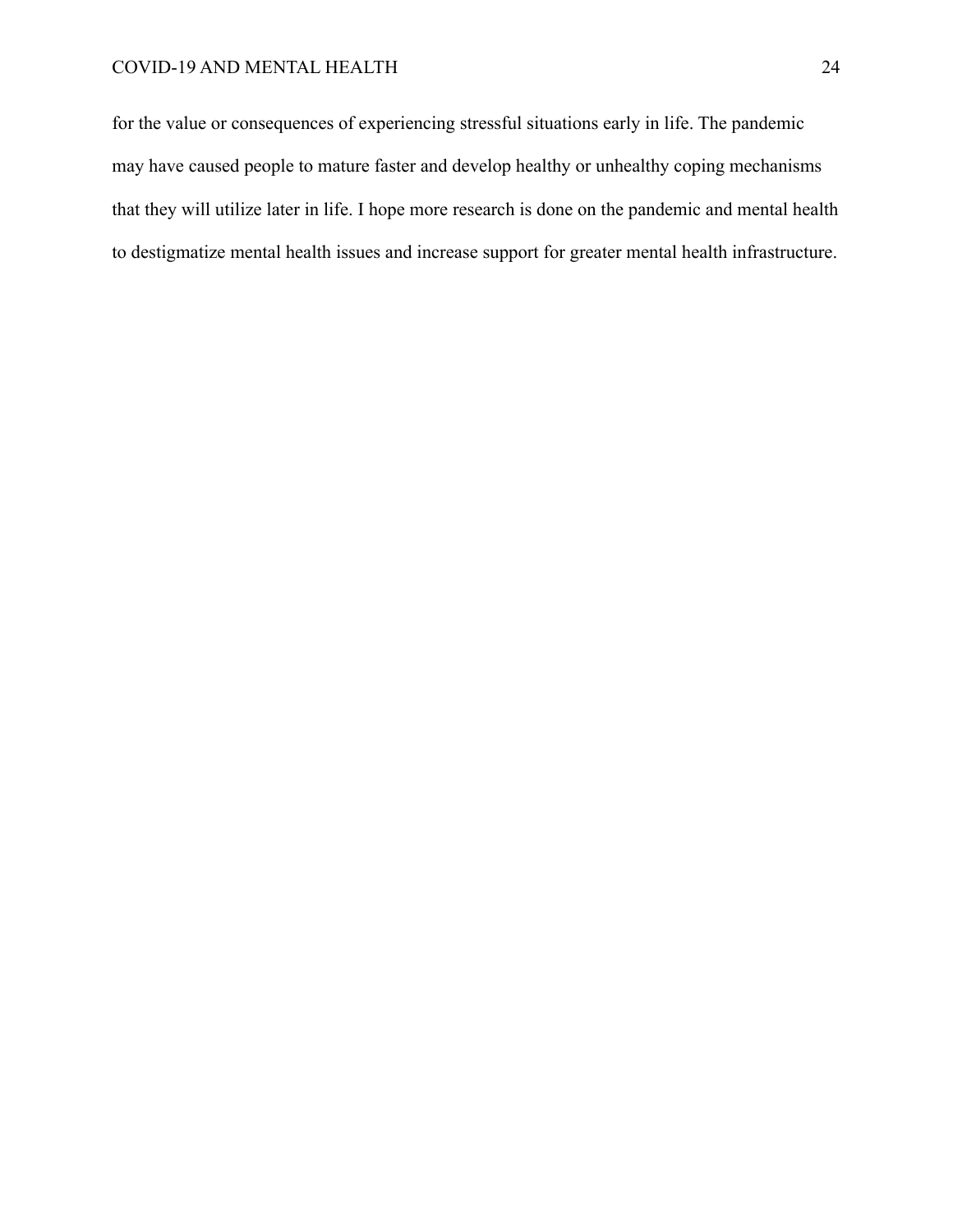for the value or consequences of experiencing stressful situations early in life. The pandemic may have caused people to mature faster and develop healthy or unhealthy coping mechanisms that they will utilize later in life. I hope more research is done on the pandemic and mental health to destigmatize mental health issues and increase support for greater mental health infrastructure.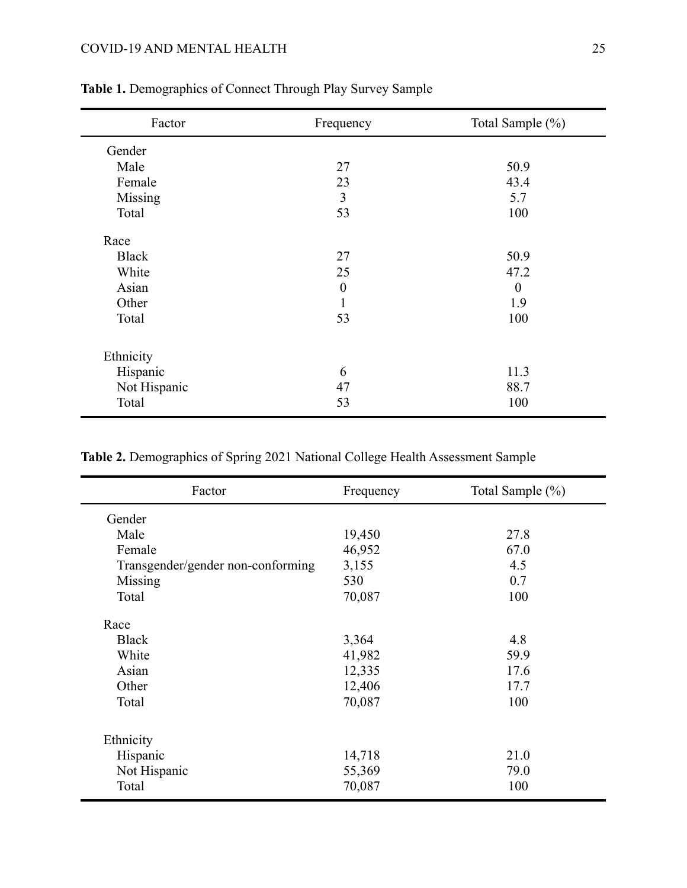**Table 1.** Demographics of Connect Through Play Survey Sample

| Factor | Frequency | Total Sample (%) |
|---|---|---|
| Gender | | |
| Male | 27 | 50.9 |
| Female | 23 | 43.4 |
| Missing | 3 | 5.7 |
| Total | 53 | 100 |
| Race | | |
| Black | 27 | 50.9 |
| White | 25 | 47.2 |
| Asian | 0 | 0 |
| Other | 1 | 1.9 |
| Total | 53 | 100 |
| Ethnicity | | |
| Hispanic | 6 | 11.3 |
| Not Hispanic | 47 | 88.7 |
| Total | 53 | 100 |

**Table 2.** Demographics of Spring 2021 National College Health Assessment Sample

| Factor | Frequency | Total Sample (%) |
|---|---|---|
| Gender | | |
| Male | 19,450 | 27.8 |
| Female | 46,952 | 67.0 |
| Transgender/gender non-conforming | 3,155 | 4.5 |
| Missing | 530 | 0.7 |
| Total | 70,087 | 100 |
| Race | | |
| Black | 3,364 | 4.8 |
| White | 41,982 | 59.9 |
| Asian | 12,335 | 17.6 |
| Other | 12,406 | 17.7 |
| Total | 70,087 | 100 |
| Ethnicity | | |
| Hispanic | 14,718 | 21.0 |
| Not Hispanic | 55,369 | 79.0 |
| Total | 70,087 | 100 |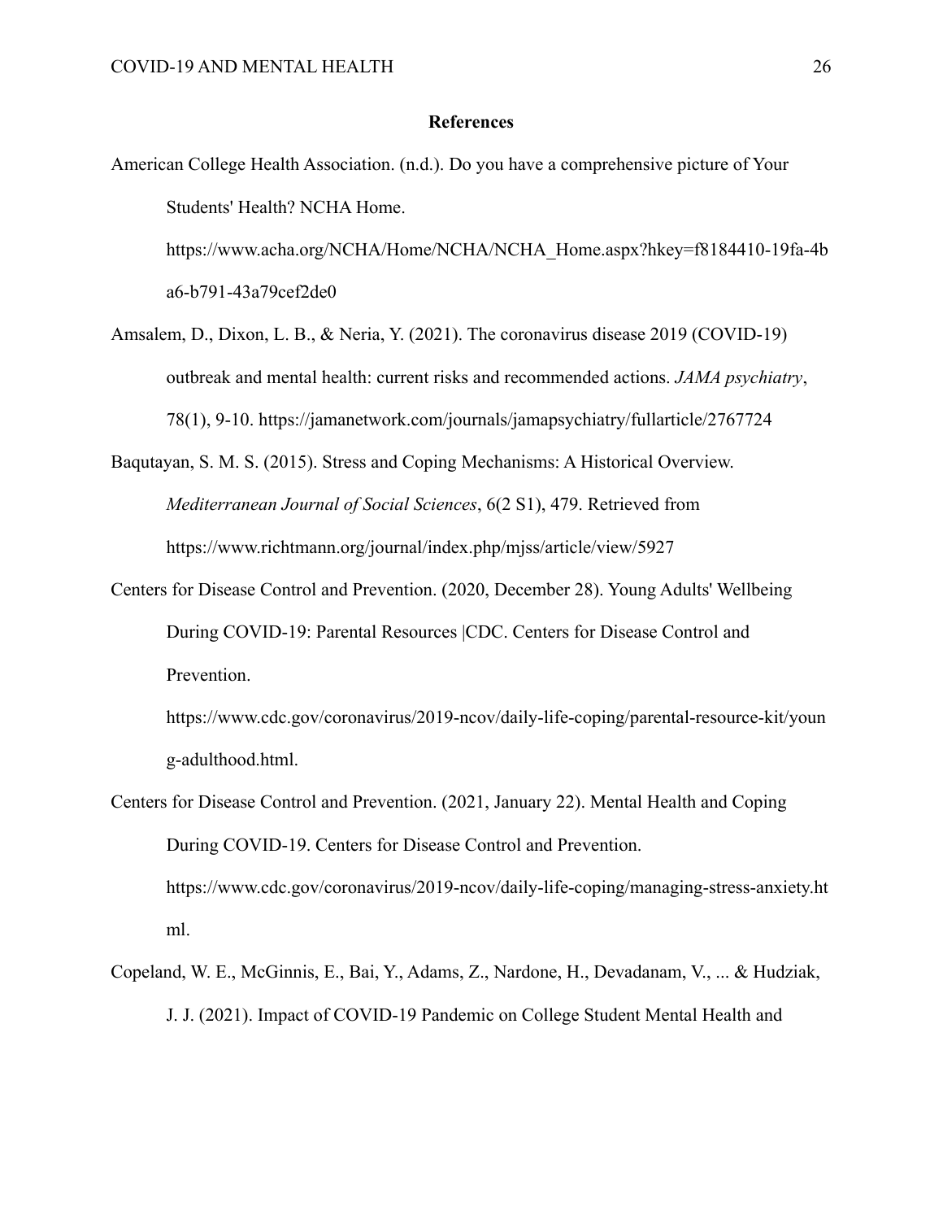## References

American College Health Association. (n.d.). Do you have a comprehensive picture of Your Students' Health? NCHA Home. https://www.acha.org/NCHA/Home/NCHA/NCHA_Home.aspx?hkey=f8184410-19fa-4ba6-b791-43a79cef2de0

Amsalem, D., Dixon, L. B., & Neria, Y. (2021). The coronavirus disease 2019 (COVID-19) outbreak and mental health: current risks and recommended actions. *JAMA psychiatry*, 78(1), 9-10. https://jamanetwork.com/journals/jamapsychiatry/fullarticle/2767724

Baqutayan, S. M. S. (2015). Stress and Coping Mechanisms: A Historical Overview. *Mediterranean Journal of Social Sciences*, 6(2 S1), 479. Retrieved from https://www.richtmann.org/journal/index.php/mjss/article/view/5927

Centers for Disease Control and Prevention. (2020, December 28). Young Adults' Wellbeing During COVID-19: Parental Resources |CDC. Centers for Disease Control and Prevention. https://www.cdc.gov/coronavirus/2019-ncov/daily-life-coping/parental-resource-kit/young-adulthood.html.

Centers for Disease Control and Prevention. (2021, January 22). Mental Health and Coping During COVID-19. Centers for Disease Control and Prevention. https://www.cdc.gov/coronavirus/2019-ncov/daily-life-coping/managing-stress-anxiety.html.

Copeland, W. E., McGinnis, E., Bai, Y., Adams, Z., Nardone, H., Devadanam, V., ... & Hudziak, J. J. (2021). Impact of COVID-19 Pandemic on College Student Mental Health and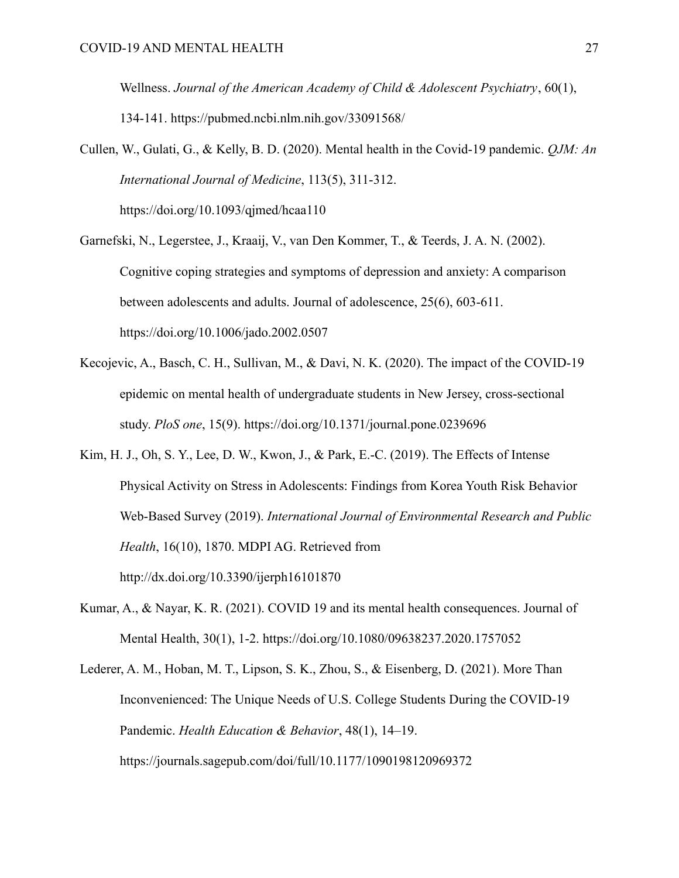Wellness. *Journal of the American Academy of Child & Adolescent Psychiatry*, 60(1), 134-141. https://pubmed.ncbi.nlm.nih.gov/33091568/

Cullen, W., Gulati, G., & Kelly, B. D. (2020). Mental health in the Covid-19 pandemic. *QJM: An International Journal of Medicine*, 113(5), 311-312. https://doi.org/10.1093/qjmed/hcaa110

Garnefski, N., Legerstee, J., Kraaij, V., van Den Kommer, T., & Teerds, J. A. N. (2002). Cognitive coping strategies and symptoms of depression and anxiety: A comparison between adolescents and adults. Journal of adolescence, 25(6), 603-611. https://doi.org/10.1006/jado.2002.0507

Kecojevic, A., Basch, C. H., Sullivan, M., & Davi, N. K. (2020). The impact of the COVID-19 epidemic on mental health of undergraduate students in New Jersey, cross-sectional study. *PloS one*, 15(9). https://doi.org/10.1371/journal.pone.0239696

Kim, H. J., Oh, S. Y., Lee, D. W., Kwon, J., & Park, E.-C. (2019). The Effects of Intense Physical Activity on Stress in Adolescents: Findings from Korea Youth Risk Behavior Web-Based Survey (2019). *International Journal of Environmental Research and Public Health*, 16(10), 1870. MDPI AG. Retrieved from http://dx.doi.org/10.3390/ijerph16101870

Kumar, A., & Nayar, K. R. (2021). COVID 19 and its mental health consequences. Journal of Mental Health, 30(1), 1-2. https://doi.org/10.1080/09638237.2020.1757052

Lederer, A. M., Hoban, M. T., Lipson, S. K., Zhou, S., & Eisenberg, D. (2021). More Than Inconvenienced: The Unique Needs of U.S. College Students During the COVID-19 Pandemic. *Health Education & Behavior*, 48(1), 14–19. https://journals.sagepub.com/doi/full/10.1177/1090198120969372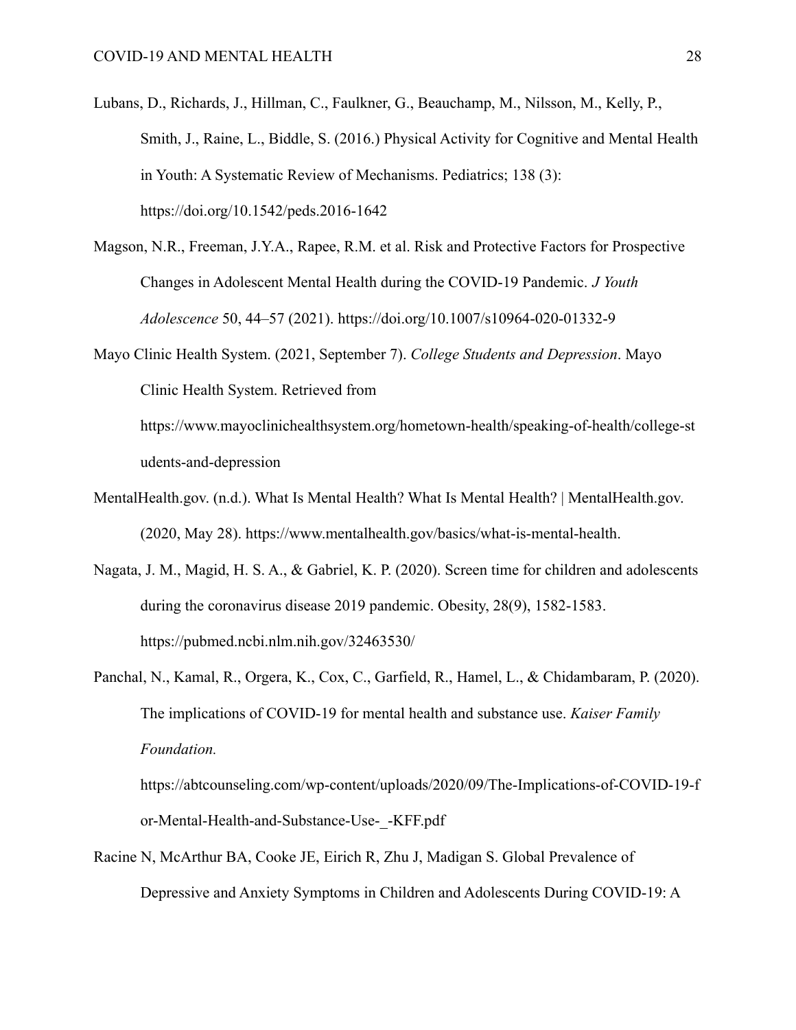Lubans, D., Richards, J., Hillman, C., Faulkner, G., Beauchamp, M., Nilsson, M., Kelly, P., Smith, J., Raine, L., Biddle, S. (2016.) Physical Activity for Cognitive and Mental Health in Youth: A Systematic Review of Mechanisms. Pediatrics; 138 (3): https://doi.org/10.1542/peds.2016-1642

Magson, N.R., Freeman, J.Y.A., Rapee, R.M. et al. Risk and Protective Factors for Prospective Changes in Adolescent Mental Health during the COVID-19 Pandemic. *J Youth Adolescence* 50, 44–57 (2021). https://doi.org/10.1007/s10964-020-01332-9

Mayo Clinic Health System. (2021, September 7). *College Students and Depression*. Mayo Clinic Health System. Retrieved from https://www.mayoclinichealthsystem.org/hometown-health/speaking-of-health/college-students-and-depression

MentalHealth.gov. (n.d.). What Is Mental Health? What Is Mental Health? | MentalHealth.gov. (2020, May 28). https://www.mentalhealth.gov/basics/what-is-mental-health.

Nagata, J. M., Magid, H. S. A., & Gabriel, K. P. (2020). Screen time for children and adolescents during the coronavirus disease 2019 pandemic. Obesity, 28(9), 1582-1583. https://pubmed.ncbi.nlm.nih.gov/32463530/

Panchal, N., Kamal, R., Orgera, K., Cox, C., Garfield, R., Hamel, L., & Chidambaram, P. (2020). The implications of COVID-19 for mental health and substance use. *Kaiser Family Foundation.* https://abtcounseling.com/wp-content/uploads/2020/09/The-Implications-of-COVID-19-for-Mental-Health-and-Substance-Use-_-KFF.pdf

Racine N, McArthur BA, Cooke JE, Eirich R, Zhu J, Madigan S. Global Prevalence of Depressive and Anxiety Symptoms in Children and Adolescents During COVID-19: A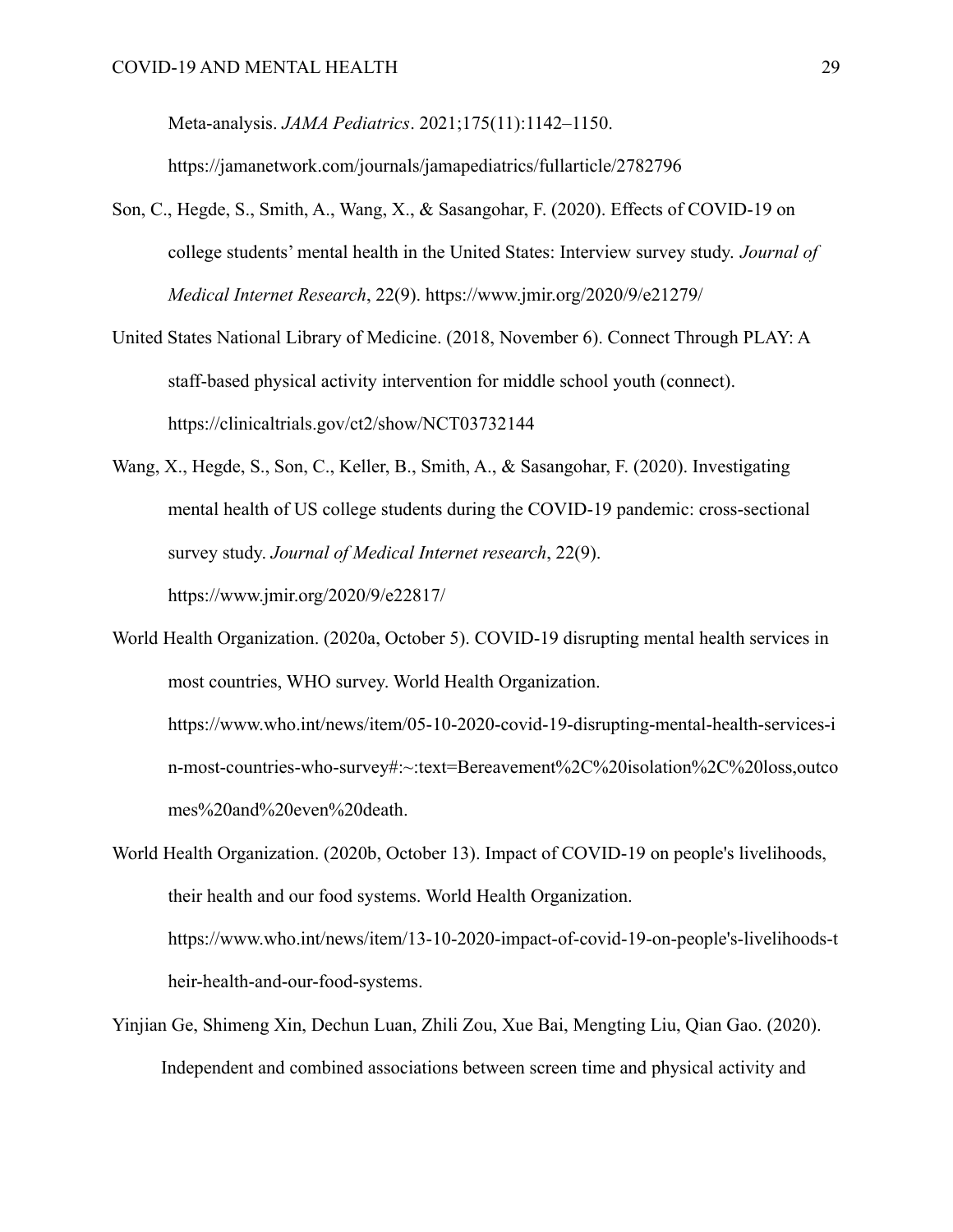Meta-analysis. *JAMA Pediatrics*. 2021;175(11):1142–1150. https://jamanetwork.com/journals/jamapediatrics/fullarticle/2782796

Son, C., Hegde, S., Smith, A., Wang, X., & Sasangohar, F. (2020). Effects of COVID-19 on college students' mental health in the United States: Interview survey study. *Journal of Medical Internet Research*, 22(9). https://www.jmir.org/2020/9/e21279/

United States National Library of Medicine. (2018, November 6). Connect Through PLAY: A staff-based physical activity intervention for middle school youth (connect). https://clinicaltrials.gov/ct2/show/NCT03732144

Wang, X., Hegde, S., Son, C., Keller, B., Smith, A., & Sasangohar, F. (2020). Investigating mental health of US college students during the COVID-19 pandemic: cross-sectional survey study. *Journal of Medical Internet research*, 22(9). https://www.jmir.org/2020/9/e22817/

World Health Organization. (2020a, October 5). COVID-19 disrupting mental health services in most countries, WHO survey. World Health Organization. https://www.who.int/news/item/05-10-2020-covid-19-disrupting-mental-health-services-in-most-countries-who-survey#:~:text=Bereavement%2C%20isolation%2C%20loss,outcomes%20and%20even%20death.

World Health Organization. (2020b, October 13). Impact of COVID-19 on people's livelihoods, their health and our food systems. World Health Organization. https://www.who.int/news/item/13-10-2020-impact-of-covid-19-on-people's-livelihoods-their-health-and-our-food-systems.

Yinjian Ge, Shimeng Xin, Dechun Luan, Zhili Zou, Xue Bai, Mengting Liu, Qian Gao. (2020). Independent and combined associations between screen time and physical activity and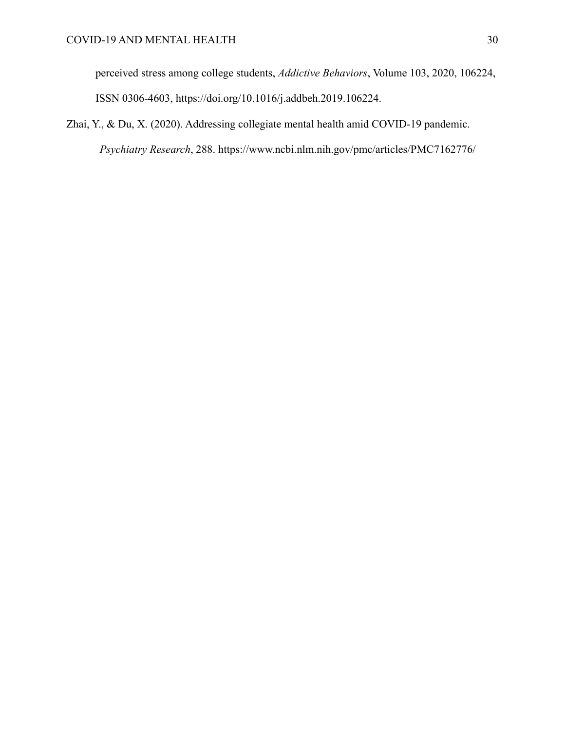perceived stress among college students, *Addictive Behaviors*, Volume 103, 2020, 106224, ISSN 0306-4603, https://doi.org/10.1016/j.addbeh.2019.106224.

Zhai, Y., & Du, X. (2020). Addressing collegiate mental health amid COVID-19 pandemic. *Psychiatry Research*, 288. https://www.ncbi.nlm.nih.gov/pmc/articles/PMC7162776/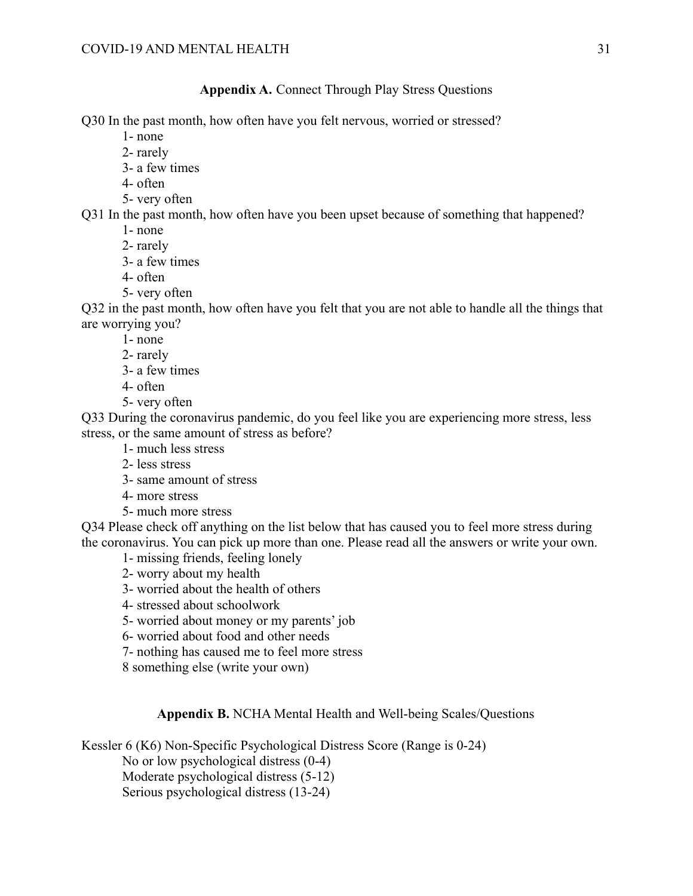**Appendix A.** Connect Through Play Stress Questions

Q30 In the past month, how often have you felt nervous, worried or stressed?

1- none
2- rarely
3- a few times
4- often
5- very often

Q31 In the past month, how often have you been upset because of something that happened?

1- none
2- rarely
3- a few times
4- often
5- very often

Q32 in the past month, how often have you felt that you are not able to handle all the things that are worrying you?

1- none
2- rarely
3- a few times
4- often
5- very often

Q33 During the coronavirus pandemic, do you feel like you are experiencing more stress, less stress, or the same amount of stress as before?

1- much less stress
2- less stress
3- same amount of stress
4- more stress
5- much more stress

Q34 Please check off anything on the list below that has caused you to feel more stress during the coronavirus. You can pick up more than one. Please read all the answers or write your own.

1- missing friends, feeling lonely
2- worry about my health
3- worried about the health of others
4- stressed about schoolwork
5- worried about money or my parents' job
6- worried about food and other needs
7- nothing has caused me to feel more stress
8 something else (write your own)

**Appendix B.** NCHA Mental Health and Well-being Scales/Questions

Kessler 6 (K6) Non-Specific Psychological Distress Score (Range is 0-24)

No or low psychological distress (0-4)
Moderate psychological distress (5-12)
Serious psychological distress (13-24)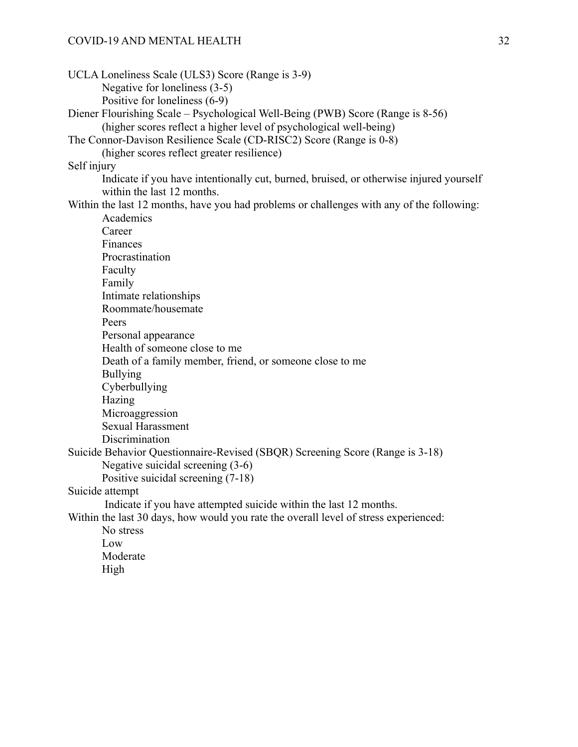UCLA Loneliness Scale (ULS3) Score (Range is 3-9)
- Negative for loneliness (3-5)
- Positive for loneliness (6-9)

Diener Flourishing Scale – Psychological Well-Being (PWB) Score (Range is 8-56)
- (higher scores reflect a higher level of psychological well-being)

The Connor-Davison Resilience Scale (CD-RISC2) Score (Range is 0-8)
- (higher scores reflect greater resilience)

Self injury
- Indicate if you have intentionally cut, burned, bruised, or otherwise injured yourself within the last 12 months.

Within the last 12 months, have you had problems or challenges with any of the following:
- Academics
- Career
- Finances
- Procrastination
- Faculty
- Family
- Intimate relationships
- Roommate/housemate
- Peers
- Personal appearance
- Health of someone close to me
- Death of a family member, friend, or someone close to me
- Bullying
- Cyberbullying
- Hazing
- Microaggression
- Sexual Harassment
- Discrimination

Suicide Behavior Questionnaire-Revised (SBQR) Screening Score (Range is 3-18)
- Negative suicidal screening (3-6)
- Positive suicidal screening (7-18)

Suicide attempt
- Indicate if you have attempted suicide within the last 12 months.

Within the last 30 days, how would you rate the overall level of stress experienced:
- No stress
- Low
- Moderate
- High